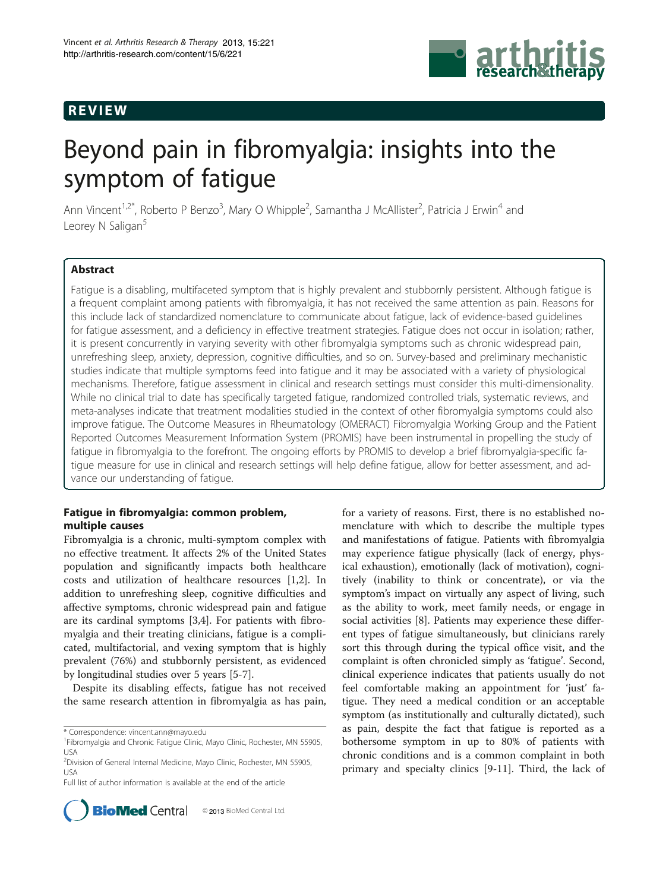## REVIEW

# Beyond pain in fibromyalgia: insights into the symptom of fatigue

Ann Vincent[1,2*], Roberto P Benzo[3], Mary O Whipple[2], Samantha J McAllister[2], Patricia J Erwin[4] and Leorey N Saligan[5]

## Abstract

Fatigue is a disabling, multifaceted symptom that is highly prevalent and stubbornly persistent. Although fatigue is a frequent complaint among patients with fibromyalgia, it has not received the same attention as pain. Reasons for this include lack of standardized nomenclature to communicate about fatigue, lack of evidence-based guidelines for fatigue assessment, and a deficiency in effective treatment strategies. Fatigue does not occur in isolation; rather, it is present concurrently in varying severity with other fibromyalgia symptoms such as chronic widespread pain, unrefreshing sleep, anxiety, depression, cognitive difficulties, and so on. Survey-based and preliminary mechanistic studies indicate that multiple symptoms feed into fatigue and it may be associated with a variety of physiological mechanisms. Therefore, fatigue assessment in clinical and research settings must consider this multi-dimensionality. While no clinical trial to date has specifically targeted fatigue, randomized controlled trials, systematic reviews, and meta-analyses indicate that treatment modalities studied in the context of other fibromyalgia symptoms could also improve fatigue. The Outcome Measures in Rheumatology (OMERACT) Fibromyalgia Working Group and the Patient Reported Outcomes Measurement Information System (PROMIS) have been instrumental in propelling the study of fatigue in fibromyalgia to the forefront. The ongoing efforts by PROMIS to develop a brief fibromyalgia-specific fatigue measure for use in clinical and research settings will help define fatigue, allow for better assessment, and advance our understanding of fatigue.

## Fatigue in fibromyalgia: common problem, multiple causes

Fibromyalgia is a chronic, multi-symptom complex with no effective treatment. It affects 2% of the United States population and significantly impacts both healthcare costs and utilization of healthcare resources [1,2]. In addition to unrefreshing sleep, cognitive difficulties and affective symptoms, chronic widespread pain and fatigue are its cardinal symptoms [3,4]. For patients with fibromyalgia and their treating clinicians, fatigue is a complicated, multifactorial, and vexing symptom that is highly prevalent (76%) and stubbornly persistent, as evidenced by longitudinal studies over 5 years [5-7].

Despite its disabling effects, fatigue has not received the same research attention in fibromyalgia as has pain, for a variety of reasons. First, there is no established nomenclature with which to describe the multiple types and manifestations of fatigue. Patients with fibromyalgia may experience fatigue physically (lack of energy, physical exhaustion), emotionally (lack of motivation), cognitively (inability to think or concentrate), or via the symptom's impact on virtually any aspect of living, such as the ability to work, meet family needs, or engage in social activities [8]. Patients may experience these different types of fatigue simultaneously, but clinicians rarely sort this through during the typical office visit, and the complaint is often chronicled simply as 'fatigue'. Second, clinical experience indicates that patients usually do not feel comfortable making an appointment for 'just' fatigue. They need a medical condition or an acceptable symptom (as institutionally and culturally dictated), such as pain, despite the fact that fatigue is reported as a bothersome symptom in up to 80% of patients with chronic conditions and is a common complaint in both primary and specialty clinics [9-11]. Third, the lack of

\* Correspondence: vincent.ann@mayo.edu

[1]Fibromyalgia and Chronic Fatigue Clinic, Mayo Clinic, Rochester, MN 55905, USA

[2]Division of General Internal Medicine, Mayo Clinic, Rochester, MN 55905, USA

Full list of author information is available at the end of the article

© 2013 BioMed Central Ltd.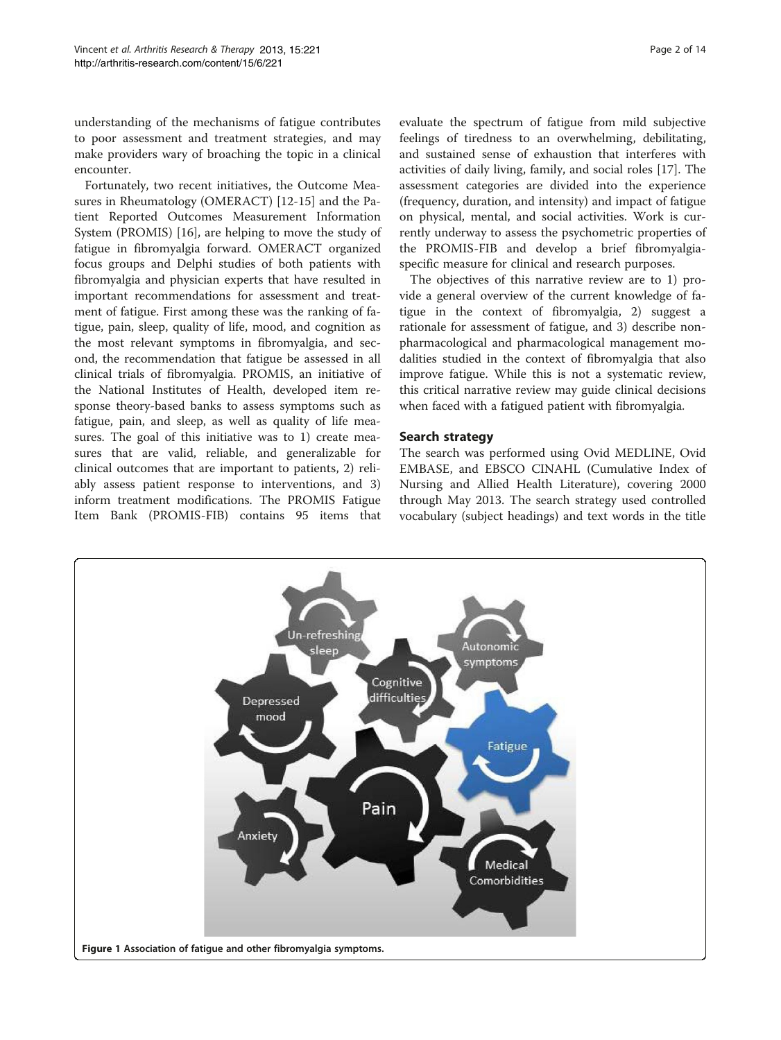understanding of the mechanisms of fatigue contributes to poor assessment and treatment strategies, and may make providers wary of broaching the topic in a clinical encounter.

Fortunately, two recent initiatives, the Outcome Measures in Rheumatology (OMERACT) [12-15] and the Patient Reported Outcomes Measurement Information System (PROMIS) [16], are helping to move the study of fatigue in fibromyalgia forward. OMERACT organized focus groups and Delphi studies of both patients with fibromyalgia and physician experts that have resulted in important recommendations for assessment and treatment of fatigue. First among these was the ranking of fatigue, pain, sleep, quality of life, mood, and cognition as the most relevant symptoms in fibromyalgia, and second, the recommendation that fatigue be assessed in all clinical trials of fibromyalgia. PROMIS, an initiative of the National Institutes of Health, developed item response theory-based banks to assess symptoms such as fatigue, pain, and sleep, as well as quality of life measures. The goal of this initiative was to 1) create measures that are valid, reliable, and generalizable for clinical outcomes that are important to patients, 2) reliably assess patient response to interventions, and 3) inform treatment modifications. The PROMIS Fatigue Item Bank (PROMIS-FIB) contains 95 items that evaluate the spectrum of fatigue from mild subjective feelings of tiredness to an overwhelming, debilitating, and sustained sense of exhaustion that interferes with activities of daily living, family, and social roles [17]. The assessment categories are divided into the experience (frequency, duration, and intensity) and impact of fatigue on physical, mental, and social activities. Work is currently underway to assess the psychometric properties of the PROMIS-FIB and develop a brief fibromyalgia-specific measure for clinical and research purposes.

The objectives of this narrative review are to 1) provide a general overview of the current knowledge of fatigue in the context of fibromyalgia, 2) suggest a rationale for assessment of fatigue, and 3) describe nonpharmacological and pharmacological management modalities studied in the context of fibromyalgia that also improve fatigue. While this is not a systematic review, this critical narrative review may guide clinical decisions when faced with a fatigued patient with fibromyalgia.

## Search strategy

The search was performed using Ovid MEDLINE, Ovid EMBASE, and EBSCO CINAHL (Cumulative Index of Nursing and Allied Health Literature), covering 2000 through May 2013. The search strategy used controlled vocabulary (subject headings) and text words in the title

**Figure 1 Association of fatigue and other fibromyalgia symptoms.**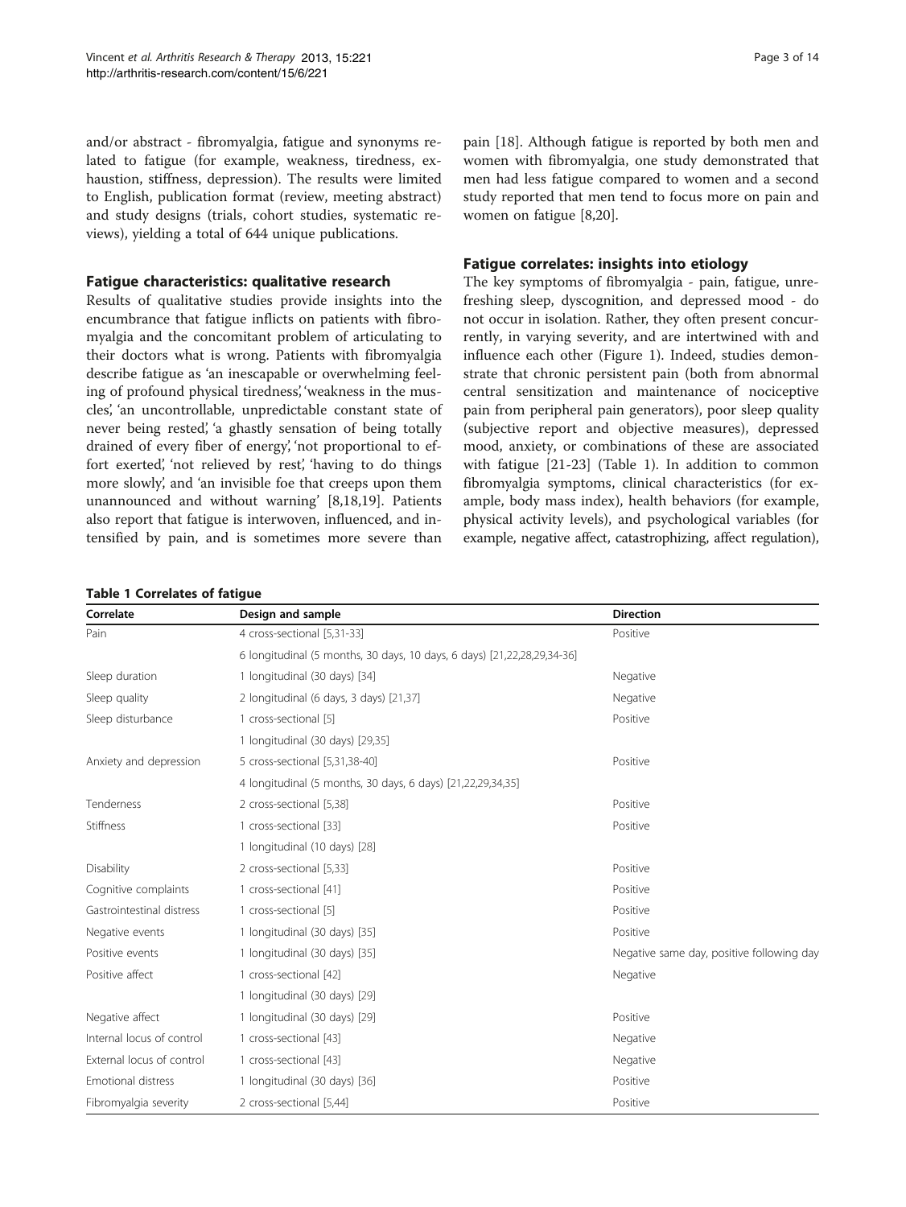and/or abstract - fibromyalgia, fatigue and synonyms related to fatigue (for example, weakness, tiredness, exhaustion, stiffness, depression). The results were limited to English, publication format (review, meeting abstract) and study designs (trials, cohort studies, systematic reviews), yielding a total of 644 unique publications.

## Fatigue characteristics: qualitative research

Results of qualitative studies provide insights into the encumbrance that fatigue inflicts on patients with fibromyalgia and the concomitant problem of articulating to their doctors what is wrong. Patients with fibromyalgia describe fatigue as 'an inescapable or overwhelming feeling of profound physical tiredness', 'weakness in the muscles', 'an uncontrollable, unpredictable constant state of never being rested', 'a ghastly sensation of being totally drained of every fiber of energy', 'not proportional to effort exerted', 'not relieved by rest', 'having to do things more slowly', and 'an invisible foe that creeps upon them unannounced and without warning' [8,18,19]. Patients also report that fatigue is interwoven, influenced, and intensified by pain, and is sometimes more severe than pain [18]. Although fatigue is reported by both men and women with fibromyalgia, one study demonstrated that men had less fatigue compared to women and a second study reported that men tend to focus more on pain and women on fatigue [8,20].

## Fatigue correlates: insights into etiology

The key symptoms of fibromyalgia - pain, fatigue, unrefreshing sleep, dyscognition, and depressed mood - do not occur in isolation. Rather, they often present concurrently, in varying severity, and are intertwined with and influence each other (Figure 1). Indeed, studies demonstrate that chronic persistent pain (both from abnormal central sensitization and maintenance of nociceptive pain from peripheral pain generators), poor sleep quality (subjective report and objective measures), depressed mood, anxiety, or combinations of these are associated with fatigue [21-23] (Table 1). In addition to common fibromyalgia symptoms, clinical characteristics (for example, body mass index), health behaviors (for example, physical activity levels), and psychological variables (for example, negative affect, catastrophizing, affect regulation),

**Table 1 Correlates of fatigue**

| Correlate | Design and sample | Direction |
| --- | --- | --- |
| Pain | 4 cross-sectional [5,31-33] | Positive |
| | 6 longitudinal (5 months, 30 days, 10 days, 6 days) [21,22,28,29,34-36] | |
| Sleep duration | 1 longitudinal (30 days) [34] | Negative |
| Sleep quality | 2 longitudinal (6 days, 3 days) [21,37] | Negative |
| Sleep disturbance | 1 cross-sectional [5] | Positive |
| | 1 longitudinal (30 days) [29,35] | |
| Anxiety and depression | 5 cross-sectional [5,31,38-40] | Positive |
| | 4 longitudinal (5 months, 30 days, 6 days) [21,22,29,34,35] | |
| Tenderness | 2 cross-sectional [5,38] | Positive |
| Stiffness | 1 cross-sectional [33] | Positive |
| | 1 longitudinal (10 days) [28] | |
| Disability | 2 cross-sectional [5,33] | Positive |
| Cognitive complaints | 1 cross-sectional [41] | Positive |
| Gastrointestinal distress | 1 cross-sectional [5] | Positive |
| Negative events | 1 longitudinal (30 days) [35] | Positive |
| Positive events | 1 longitudinal (30 days) [35] | Negative same day, positive following day |
| Positive affect | 1 cross-sectional [42] | Negative |
| | 1 longitudinal (30 days) [29] | |
| Negative affect | 1 longitudinal (30 days) [29] | Positive |
| Internal locus of control | 1 cross-sectional [43] | Negative |
| External locus of control | 1 cross-sectional [43] | Negative |
| Emotional distress | 1 longitudinal (30 days) [36] | Positive |
| Fibromyalgia severity | 2 cross-sectional [5,44] | Positive |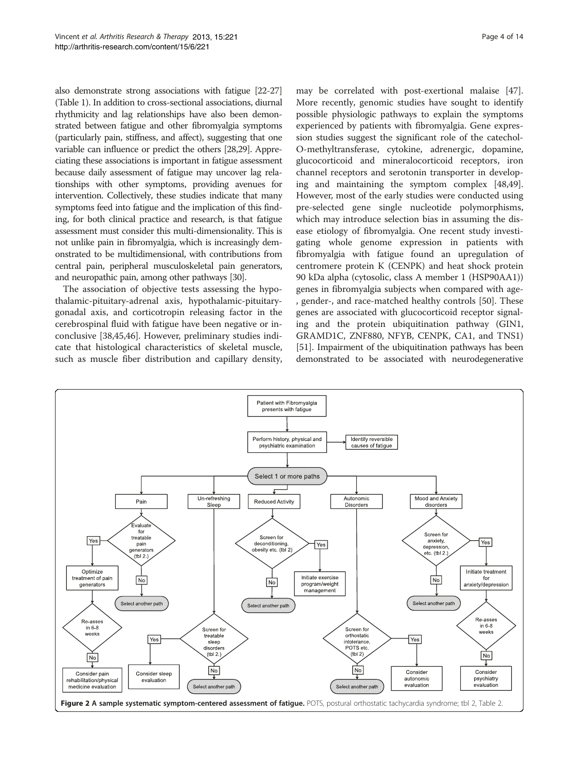also demonstrate strong associations with fatigue [22-27] (Table 1). In addition to cross-sectional associations, diurnal rhythmicity and lag relationships have also been demonstrated between fatigue and other fibromyalgia symptoms (particularly pain, stiffness, and affect), suggesting that one variable can influence or predict the others [28,29]. Appreciating these associations is important in fatigue assessment because daily assessment of fatigue may uncover lag relationships with other symptoms, providing avenues for intervention. Collectively, these studies indicate that many symptoms feed into fatigue and the implication of this finding, for both clinical practice and research, is that fatigue assessment must consider this multi-dimensionality. This is not unlike pain in fibromyalgia, which is increasingly demonstrated to be multidimensional, with contributions from central pain, peripheral musculoskeletal pain generators, and neuropathic pain, among other pathways [30].

The association of objective tests assessing the hypothalamic-pituitary-adrenal axis, hypothalamic-pituitary-gonadal axis, and corticotropin releasing factor in the cerebrospinal fluid with fatigue have been negative or inconclusive [38,45,46]. However, preliminary studies indicate that histological characteristics of skeletal muscle, such as muscle fiber distribution and capillary density, may be correlated with post-exertional malaise [47]. More recently, genomic studies have sought to identify possible physiologic pathways to explain the symptoms experienced by patients with fibromyalgia. Gene expression studies suggest the significant role of the catechol-O-methyltransferase, cytokine, adrenergic, dopamine, glucocorticoid and mineralocorticoid receptors, iron channel receptors and serotonin transporter in developing and maintaining the symptom complex [48,49]. However, most of the early studies were conducted using pre-selected gene single nucleotide polymorphisms, which may introduce selection bias in assuming the disease etiology of fibromyalgia. One recent study investigating whole genome expression in patients with fibromyalgia with fatigue found an upregulation of centromere protein K (CENPK) and heat shock protein 90 kDa alpha (cytosolic, class A member 1 (HSP90AA1)) genes in fibromyalgia subjects when compared with age-, gender-, and race-matched healthy controls [50]. These genes are associated with glucocorticoid receptor signaling and the protein ubiquitination pathway (GIN1, GRAMD1C, ZNF880, NFYB, CENPK, CA1, and TNS1) [51]. Impairment of the ubiquitination pathways has been demonstrated to be associated with neurodegenerative

**Figure 2 A sample systematic symptom-centered assessment of fatigue.** POTS, postural orthostatic tachycardia syndrome; tbl 2, Table 2.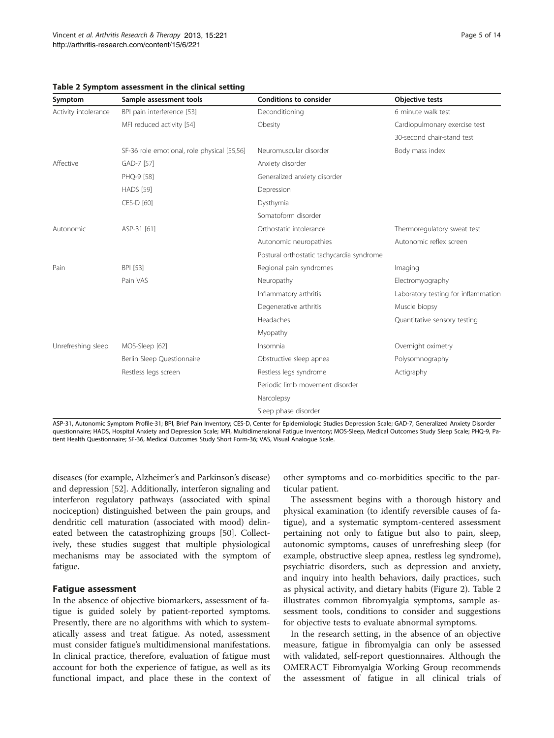**Table 2 Symptom assessment in the clinical setting**

| Symptom | Sample assessment tools | Conditions to consider | Objective tests |
| --- | --- | --- | --- |
| Activity intolerance | BPI pain interference [53] | Deconditioning | 6 minute walk test |
| | MFI reduced activity [54] | Obesity | Cardiopulmonary exercise test |
| | | | 30-second chair-stand test |
| | SF-36 role emotional, role physical [55,56] | Neuromuscular disorder | Body mass index |
| Affective | GAD-7 [57] | Anxiety disorder | |
| | PHQ-9 [58] | Generalized anxiety disorder | |
| | HADS [59] | Depression | |
| | CES-D [60] | Dysthymia | |
| | | Somatoform disorder | |
| Autonomic | ASP-31 [61] | Orthostatic intolerance | Thermoregulatory sweat test |
| | | Autonomic neuropathies | Autonomic reflex screen |
| | | Postural orthostatic tachycardia syndrome | |
| Pain | BPI [53] | Regional pain syndromes | Imaging |
| | Pain VAS | Neuropathy | Electromyography |
| | | Inflammatory arthritis | Laboratory testing for inflammation |
| | | Degenerative arthritis | Muscle biopsy |
| | | Headaches | Quantitative sensory testing |
| | | Myopathy | |
| Unrefreshing sleep | MOS-Sleep [62] | Insomnia | Overnight oximetry |
| | Berlin Sleep Questionnaire | Obstructive sleep apnea | Polysomnography |
| | Restless legs screen | Restless legs syndrome | Actigraphy |
| | | Periodic limb movement disorder | |
| | | Narcolepsy | |
| | | Sleep phase disorder | |

ASP-31, Autonomic Symptom Profile-31; BPI, Brief Pain Inventory; CES-D, Center for Epidemiologic Studies Depression Scale; GAD-7, Generalized Anxiety Disorder questionnaire; HADS, Hospital Anxiety and Depression Scale; MFI, Multidimensional Fatigue Inventory; MOS-Sleep, Medical Outcomes Study Sleep Scale; PHQ-9, Patient Health Questionnaire; SF-36, Medical Outcomes Study Short Form-36; VAS, Visual Analogue Scale.

diseases (for example, Alzheimer's and Parkinson's disease) and depression [52]. Additionally, interferon signaling and interferon regulatory pathways (associated with spinal nociception) distinguished between the pain groups, and dendritic cell maturation (associated with mood) delineated between the catastrophizing groups [50]. Collectively, these studies suggest that multiple physiological mechanisms may be associated with the symptom of fatigue.

## Fatigue assessment

In the absence of objective biomarkers, assessment of fatigue is guided solely by patient-reported symptoms. Presently, there are no algorithms with which to systematically assess and treat fatigue. As noted, assessment must consider fatigue's multidimensional manifestations. In clinical practice, therefore, evaluation of fatigue must account for both the experience of fatigue, as well as its functional impact, and place these in the context of other symptoms and co-morbidities specific to the particular patient.

The assessment begins with a thorough history and physical examination (to identify reversible causes of fatigue), and a systematic symptom-centered assessment pertaining not only to fatigue but also to pain, sleep, autonomic symptoms, causes of unrefreshing sleep (for example, obstructive sleep apnea, restless leg syndrome), psychiatric disorders, such as depression and anxiety, and inquiry into health behaviors, daily practices, such as physical activity, and dietary habits (Figure 2). Table 2 illustrates common fibromyalgia symptoms, sample assessment tools, conditions to consider and suggestions for objective tests to evaluate abnormal symptoms.

In the research setting, in the absence of an objective measure, fatigue in fibromyalgia can only be assessed with validated, self-report questionnaires. Although the OMERACT Fibromyalgia Working Group recommends the assessment of fatigue in all clinical trials of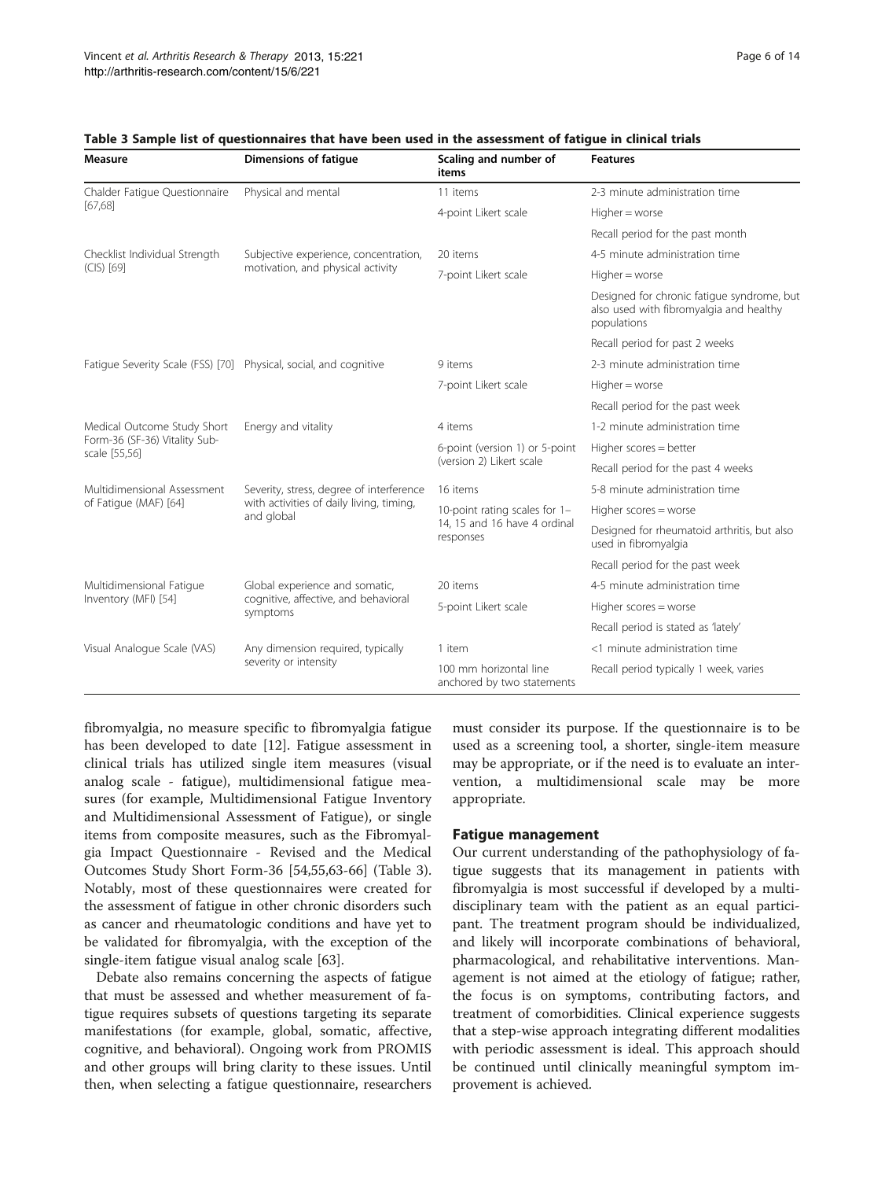**Table 3 Sample list of questionnaires that have been used in the assessment of fatigue in clinical trials**

| Measure | Dimensions of fatigue | Scaling and number of items | Features |
|---|---|---|---|
| Chalder Fatigue Questionnaire [67,68] | Physical and mental | 11 items | 2-3 minute administration time |
| | | 4-point Likert scale | Higher = worse |
| | | | Recall period for the past month |
| Checklist Individual Strength (CIS) [69] | Subjective experience, concentration, motivation, and physical activity | 20 items | 4-5 minute administration time |
| | | 7-point Likert scale | Higher = worse |
| | | | Designed for chronic fatigue syndrome, but also used with fibromyalgia and healthy populations |
| | | | Recall period for past 2 weeks |
| Fatigue Severity Scale (FSS) [70] | Physical, social, and cognitive | 9 items | 2-3 minute administration time |
| | | 7-point Likert scale | Higher = worse |
| | | | Recall period for the past week |
| Medical Outcome Study Short Form-36 (SF-36) Vitality Sub-scale [55,56] | Energy and vitality | 4 items | 1-2 minute administration time |
| | | 6-point (version 1) or 5-point (version 2) Likert scale | Higher scores = better |
| | | | Recall period for the past 4 weeks |
| Multidimensional Assessment of Fatigue (MAF) [64] | Severity, stress, degree of interference with activities of daily living, timing, and global | 16 items | 5-8 minute administration time |
| | | 10-point rating scales for 1–14, 15 and 16 have 4 ordinal responses | Higher scores = worse |
| | | | Designed for rheumatoid arthritis, but also used in fibromyalgia |
| | | | Recall period for the past week |
| Multidimensional Fatigue Inventory (MFI) [54] | Global experience and somatic, cognitive, affective, and behavioral symptoms | 20 items | 4-5 minute administration time |
| | | 5-point Likert scale | Higher scores = worse |
| | | | Recall period is stated as 'lately' |
| Visual Analogue Scale (VAS) | Any dimension required, typically severity or intensity | 1 item | <1 minute administration time |
| | | 100 mm horizontal line anchored by two statements | Recall period typically 1 week, varies |

fibromyalgia, no measure specific to fibromyalgia fatigue has been developed to date [12]. Fatigue assessment in clinical trials has utilized single item measures (visual analog scale - fatigue), multidimensional fatigue measures (for example, Multidimensional Fatigue Inventory and Multidimensional Assessment of Fatigue), or single items from composite measures, such as the Fibromyalgia Impact Questionnaire - Revised and the Medical Outcomes Study Short Form-36 [54,55,63-66] (Table 3). Notably, most of these questionnaires were created for the assessment of fatigue in other chronic disorders such as cancer and rheumatologic conditions and have yet to be validated for fibromyalgia, with the exception of the single-item fatigue visual analog scale [63].

Debate also remains concerning the aspects of fatigue that must be assessed and whether measurement of fatigue requires subsets of questions targeting its separate manifestations (for example, global, somatic, affective, cognitive, and behavioral). Ongoing work from PROMIS and other groups will bring clarity to these issues. Until then, when selecting a fatigue questionnaire, researchers must consider its purpose. If the questionnaire is to be used as a screening tool, a shorter, single-item measure may be appropriate, or if the need is to evaluate an intervention, a multidimensional scale may be more appropriate.

## Fatigue management

Our current understanding of the pathophysiology of fatigue suggests that its management in patients with fibromyalgia is most successful if developed by a multidisciplinary team with the patient as an equal participant. The treatment program should be individualized, and likely will incorporate combinations of behavioral, pharmacological, and rehabilitative interventions. Management is not aimed at the etiology of fatigue; rather, the focus is on symptoms, contributing factors, and treatment of comorbidities. Clinical experience suggests that a step-wise approach integrating different modalities with periodic assessment is ideal. This approach should be continued until clinically meaningful symptom improvement is achieved.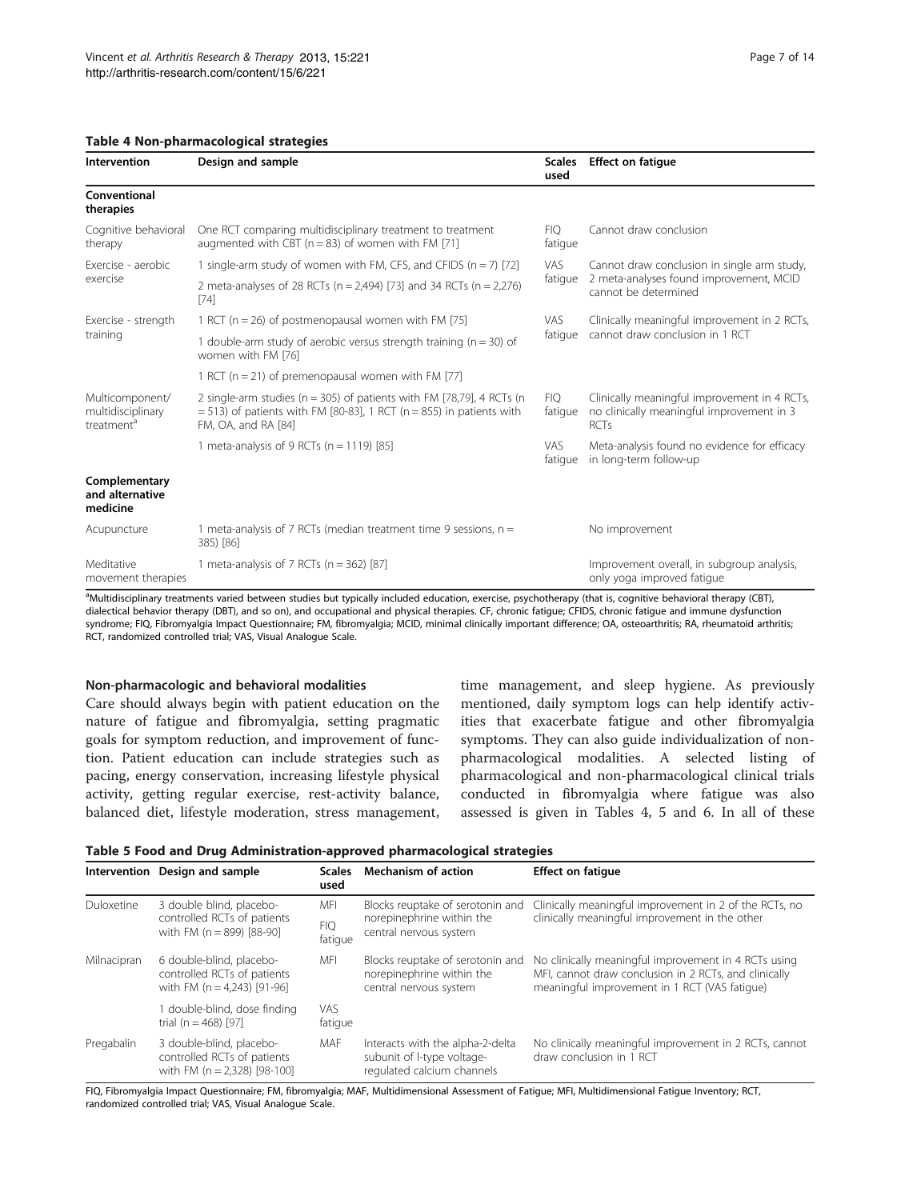**Table 4 Non-pharmacological strategies**

| Intervention | Design and sample | Scales used | Effect on fatigue |
| --- | --- | --- | --- |
| **Conventional therapies** | | | |
| Cognitive behavioral therapy | One RCT comparing multidisciplinary treatment to treatment augmented with CBT (n = 83) of women with FM [71] | FIQ fatigue | Cannot draw conclusion |
| Exercise - aerobic exercise | 1 single-arm study of women with FM, CFS, and CFIDS (n = 7) [72] | VAS fatigue | Cannot draw conclusion in single arm study, 2 meta-analyses found improvement, MCID cannot be determined |
| | 2 meta-analyses of 28 RCTs (n = 2,494) [73] and 34 RCTs (n = 2,276) [74] | | |
| Exercise - strength training | 1 RCT (n = 26) of postmenopausal women with FM [75] | VAS fatigue | Clinically meaningful improvement in 2 RCTs, cannot draw conclusion in 1 RCT |
| | 1 double-arm study of aerobic versus strength training (n = 30) of women with FM [76] | | |
| | 1 RCT (n = 21) of premenopausal women with FM [77] | | |
| Multicomponent/ multidisciplinary treatment[a] | 2 single-arm studies (n = 305) of patients with FM [78,79], 4 RCTs (n = 513) of patients with FM [80-83], 1 RCT (n = 855) in patients with FM, OA, and RA [84] | FIQ fatigue | Clinically meaningful improvement in 4 RCTs, no clinically meaningful improvement in 3 RCTs |
| | 1 meta-analysis of 9 RCTs (n = 1119) [85] | VAS fatigue | Meta-analysis found no evidence for efficacy in long-term follow-up |
| **Complementary and alternative medicine** | | | |
| Acupuncture | 1 meta-analysis of 7 RCTs (median treatment time 9 sessions, n = 385) [86] | | No improvement |
| Meditative movement therapies | 1 meta-analysis of 7 RCTs (n = 362) [87] | | Improvement overall, in subgroup analysis, only yoga improved fatigue |

[a]Multidisciplinary treatments varied between studies but typically included education, exercise, psychotherapy (that is, cognitive behavioral therapy (CBT), dialectical behavior therapy (DBT), and so on), and occupational and physical therapies. CF, chronic fatigue; CFIDS, chronic fatigue and immune dysfunction syndrome; FIQ, Fibromyalgia Impact Questionnaire; FM, fibromyalgia; MCID, minimal clinically important difference; OA, osteoarthritis; RA, rheumatoid arthritis; RCT, randomized controlled trial; VAS, Visual Analogue Scale.

#### Non-pharmacologic and behavioral modalities

Care should always begin with patient education on the nature of fatigue and fibromyalgia, setting pragmatic goals for symptom reduction, and improvement of function. Patient education can include strategies such as pacing, energy conservation, increasing lifestyle physical activity, getting regular exercise, rest-activity balance, balanced diet, lifestyle moderation, stress management, time management, and sleep hygiene. As previously mentioned, daily symptom logs can help identify activities that exacerbate fatigue and other fibromyalgia symptoms. They can also guide individualization of non-pharmacological modalities. A selected listing of pharmacological and non-pharmacological clinical trials conducted in fibromyalgia where fatigue was also assessed is given in Tables 4, 5 and 6. In all of these

**Table 5 Food and Drug Administration-approved pharmacological strategies**

| Intervention | Design and sample | Scales used | Mechanism of action | Effect on fatigue |
| --- | --- | --- | --- | --- |
| Duloxetine | 3 double blind, placebo-controlled RCTs of patients with FM (n = 899) [88-90] | MFI<br>FIQ fatigue | Blocks reuptake of serotonin and norepinephrine within the central nervous system | Clinically meaningful improvement in 2 of the RCTs, no clinically meaningful improvement in the other |
| Milnacipran | 6 double-blind, placebo-controlled RCTs of patients with FM (n = 4,243) [91-96] | MFI | Blocks reuptake of serotonin and norepinephrine within the central nervous system | No clinically meaningful improvement in 4 RCTs using MFI, cannot draw conclusion in 2 RCTs, and clinically meaningful improvement in 1 RCT (VAS fatigue) |
| | 1 double-blind, dose finding trial (n = 468) [97] | VAS fatigue | | |
| Pregabalin | 3 double-blind, placebo-controlled RCTs of patients with FM (n = 2,328) [98-100] | MAF | Interacts with the alpha-2-delta subunit of l-type voltage-regulated calcium channels | No clinically meaningful improvement in 2 RCTs, cannot draw conclusion in 1 RCT |

FIQ, Fibromyalgia Impact Questionnaire; FM, fibromyalgia; MAF, Multidimensional Assessment of Fatigue; MFI, Multidimensional Fatigue Inventory; RCT, randomized controlled trial; VAS, Visual Analogue Scale.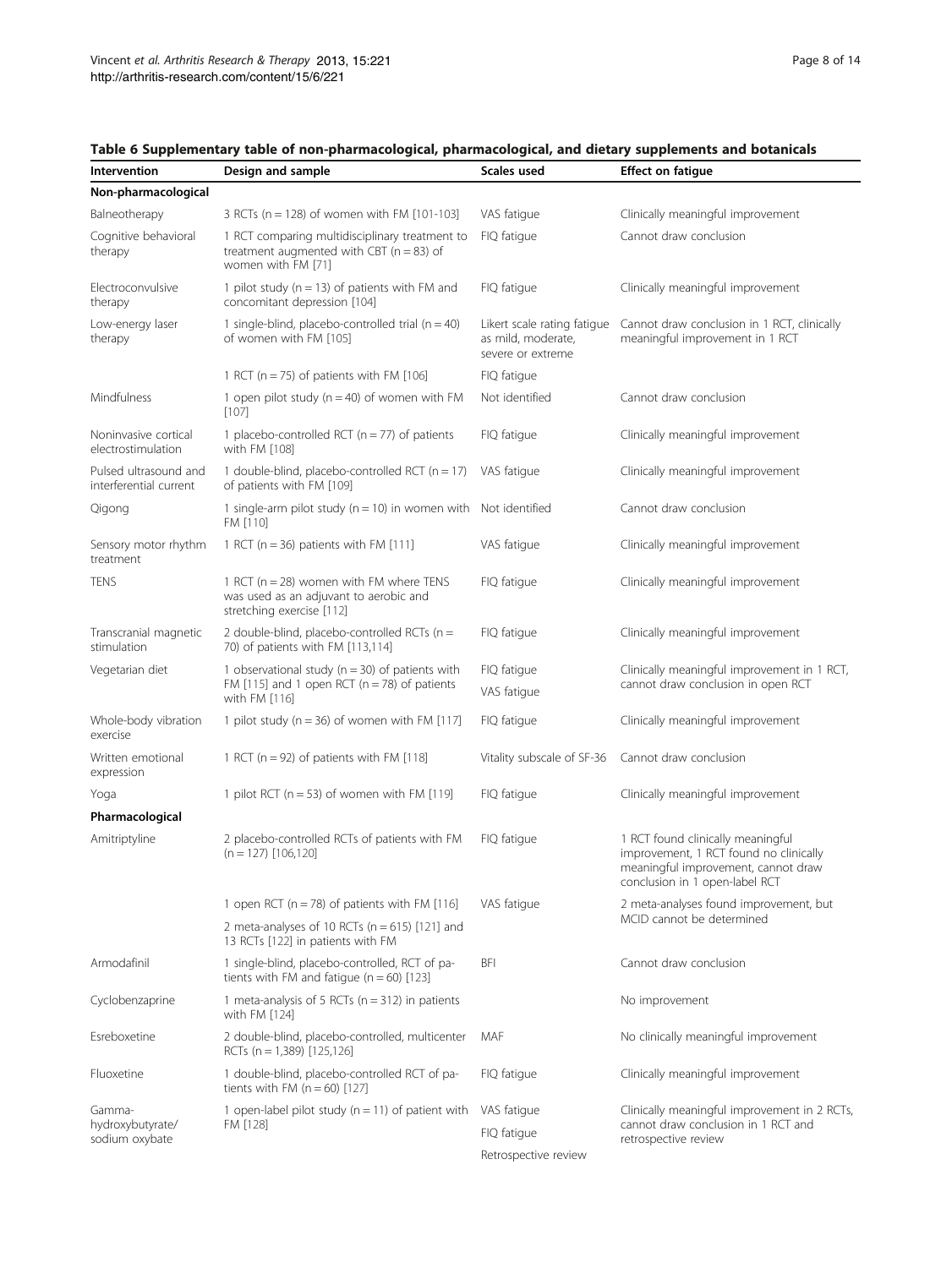**Table 6 Supplementary table of non-pharmacological, pharmacological, and dietary supplements and botanicals**

| Intervention | Design and sample | Scales used | Effect on fatigue |
|---|---|---|---|
| **Non-pharmacological** | | | |
| Balneotherapy | 3 RCTs (n = 128) of women with FM [101-103] | VAS fatigue | Clinically meaningful improvement |
| Cognitive behavioral therapy | 1 RCT comparing multidisciplinary treatment to treatment augmented with CBT (n = 83) of women with FM [71] | FIQ fatigue | Cannot draw conclusion |
| Electroconvulsive therapy | 1 pilot study (n = 13) of patients with FM and concomitant depression [104] | FIQ fatigue | Clinically meaningful improvement |
| Low-energy laser therapy | 1 single-blind, placebo-controlled trial (n = 40) of women with FM [105] | Likert scale rating fatigue as mild, moderate, severe or extreme | Cannot draw conclusion in 1 RCT, clinically meaningful improvement in 1 RCT |
| | 1 RCT (n = 75) of patients with FM [106] | FIQ fatigue | |
| Mindfulness | 1 open pilot study (n = 40) of women with FM [107] | Not identified | Cannot draw conclusion |
| Noninvasive cortical electrostimulation | 1 placebo-controlled RCT (n = 77) of patients with FM [108] | FIQ fatigue | Clinically meaningful improvement |
| Pulsed ultrasound and interferential current | 1 double-blind, placebo-controlled RCT (n = 17) of patients with FM [109] | VAS fatigue | Clinically meaningful improvement |
| Qigong | 1 single-arm pilot study (n = 10) in women with FM [110] | Not identified | Cannot draw conclusion |
| Sensory motor rhythm treatment | 1 RCT (n = 36) patients with FM [111] | VAS fatigue | Clinically meaningful improvement |
| TENS | 1 RCT (n = 28) women with FM where TENS was used as an adjuvant to aerobic and stretching exercise [112] | FIQ fatigue | Clinically meaningful improvement |
| Transcranial magnetic stimulation | 2 double-blind, placebo-controlled RCTs (n = 70) of patients with FM [113,114] | FIQ fatigue | Clinically meaningful improvement |
| Vegetarian diet | 1 observational study (n = 30) of patients with FM [115] and 1 open RCT (n = 78) of patients with FM [116] | FIQ fatigue<br>VAS fatigue | Clinically meaningful improvement in 1 RCT, cannot draw conclusion in open RCT |
| Whole-body vibration exercise | 1 pilot study (n = 36) of women with FM [117] | FIQ fatigue | Clinically meaningful improvement |
| Written emotional expression | 1 RCT (n = 92) of patients with FM [118] | Vitality subscale of SF-36 | Cannot draw conclusion |
| Yoga | 1 pilot RCT (n = 53) of women with FM [119] | FIQ fatigue | Clinically meaningful improvement |
| **Pharmacological** | | | |
| Amitriptyline | 2 placebo-controlled RCTs of patients with FM (n = 127) [106,120] | FIQ fatigue | 1 RCT found clinically meaningful improvement, 1 RCT found no clinically meaningful improvement, cannot draw conclusion in 1 open-label RCT |
| | 1 open RCT (n = 78) of patients with FM [116] | VAS fatigue | 2 meta-analyses found improvement, but MCID cannot be determined |
| | 2 meta-analyses of 10 RCTs (n = 615) [121] and 13 RCTs [122] in patients with FM | | |
| Armodafinil | 1 single-blind, placebo-controlled, RCT of patients with FM and fatigue (n = 60) [123] | BFI | Cannot draw conclusion |
| Cyclobenzaprine | 1 meta-analysis of 5 RCTs (n = 312) in patients with FM [124] | | No improvement |
| Esreboxetine | 2 double-blind, placebo-controlled, multicenter RCTs (n = 1,389) [125,126] | MAF | No clinically meaningful improvement |
| Fluoxetine | 1 double-blind, placebo-controlled RCT of patients with FM (n = 60) [127] | FIQ fatigue | Clinically meaningful improvement |
| Gamma-hydroxybutyrate/ sodium oxybate | 1 open-label pilot study (n = 11) of patient with FM [128] | VAS fatigue<br>FIQ fatigue<br>Retrospective review | Clinically meaningful improvement in 2 RCTs, cannot draw conclusion in 1 RCT and retrospective review |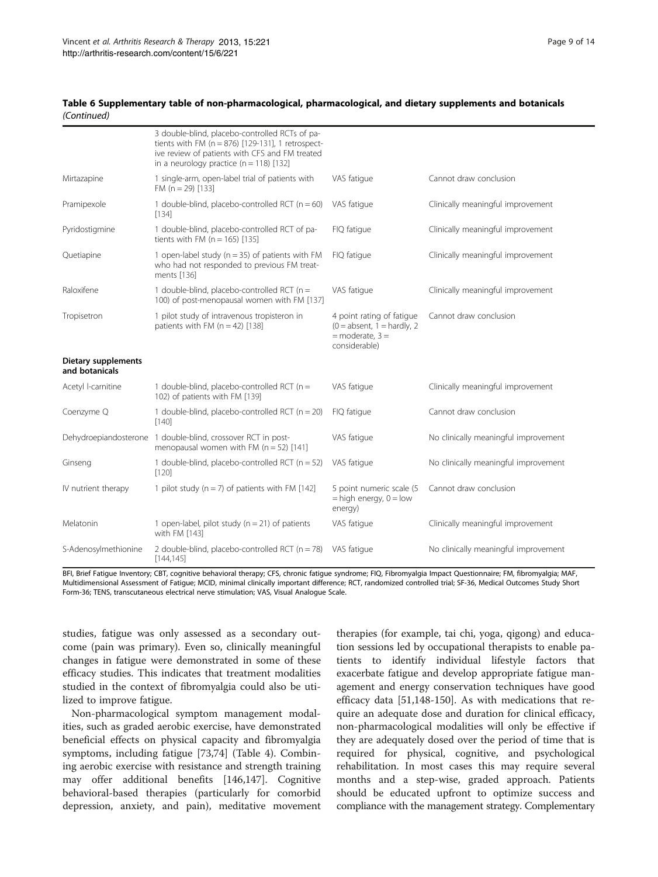**Table 6 Supplementary table of non-pharmacological, pharmacological, and dietary supplements and botanicals *(Continued)***

| | | | |
|---|---|---|---|
| | 3 double-blind, placebo-controlled RCTs of patients with FM (n = 876) [129-131], 1 retrospective review of patients with CFS and FM treated in a neurology practice (n = 118) [132] | | |
| Mirtazapine | 1 single-arm, open-label trial of patients with FM (n = 29) [133] | VAS fatigue | Cannot draw conclusion |
| Pramipexole | 1 double-blind, placebo-controlled RCT (n = 60) [134] | VAS fatigue | Clinically meaningful improvement |
| Pyridostigmine | 1 double-blind, placebo-controlled RCT of patients with FM (n = 165) [135] | FIQ fatigue | Clinically meaningful improvement |
| Quetiapine | 1 open-label study (n = 35) of patients with FM who had not responded to previous FM treatments [136] | FIQ fatigue | Clinically meaningful improvement |
| Raloxifene | 1 double-blind, placebo-controlled RCT (n = 100) of post-menopausal women with FM [137] | VAS fatigue | Clinically meaningful improvement |
| Tropisetron | 1 pilot study of intravenous tropisteron in patients with FM (n = 42) [138] | 4 point rating of fatigue (0 = absent, 1 = hardly, 2 = moderate, 3 = considerable) | Cannot draw conclusion |
| **Dietary supplements and botanicals** | | | |
| Acetyl l-carnitine | 1 double-blind, placebo-controlled RCT (n = 102) of patients with FM [139] | VAS fatigue | Clinically meaningful improvement |
| Coenzyme Q | 1 double-blind, placebo-controlled RCT (n = 20) [140] | FIQ fatigue | Cannot draw conclusion |
| Dehydroepiandosterone | 1 double-blind, crossover RCT in post-menopausal women with FM (n = 52) [141] | VAS fatigue | No clinically meaningful improvement |
| Ginseng | 1 double-blind, placebo-controlled RCT (n = 52) [120] | VAS fatigue | No clinically meaningful improvement |
| IV nutrient therapy | 1 pilot study (n = 7) of patients with FM [142] | 5 point numeric scale (5 = high energy, 0 = low energy) | Cannot draw conclusion |
| Melatonin | 1 open-label, pilot study (n = 21) of patients with FM [143] | VAS fatigue | Clinically meaningful improvement |
| S-Adenosylmethionine | 2 double-blind, placebo-controlled RCT (n = 78) [144,145] | VAS fatigue | No clinically meaningful improvement |

BFI, Brief Fatigue Inventory; CBT, cognitive behavioral therapy; CFS, chronic fatigue syndrome; FIQ, Fibromyalgia Impact Questionnaire; FM, fibromyalgia; MAF, Multidimensional Assessment of Fatigue; MCID, minimal clinically important difference; RCT, randomized controlled trial; SF-36, Medical Outcomes Study Short Form-36; TENS, transcutaneous electrical nerve stimulation; VAS, Visual Analogue Scale.

studies, fatigue was only assessed as a secondary outcome (pain was primary). Even so, clinically meaningful changes in fatigue were demonstrated in some of these efficacy studies. This indicates that treatment modalities studied in the context of fibromyalgia could also be utilized to improve fatigue.

Non-pharmacological symptom management modalities, such as graded aerobic exercise, have demonstrated beneficial effects on physical capacity and fibromyalgia symptoms, including fatigue [73,74] (Table 4). Combining aerobic exercise with resistance and strength training may offer additional benefits [146,147]. Cognitive behavioral-based therapies (particularly for comorbid depression, anxiety, and pain), meditative movement therapies (for example, tai chi, yoga, qigong) and education sessions led by occupational therapists to enable patients to identify individual lifestyle factors that exacerbate fatigue and develop appropriate fatigue management and energy conservation techniques have good efficacy data [51,148-150]. As with medications that require an adequate dose and duration for clinical efficacy, non-pharmacological modalities will only be effective if they are adequately dosed over the period of time that is required for physical, cognitive, and psychological rehabilitation. In most cases this may require several months and a step-wise, graded approach. Patients should be educated upfront to optimize success and compliance with the management strategy. Complementary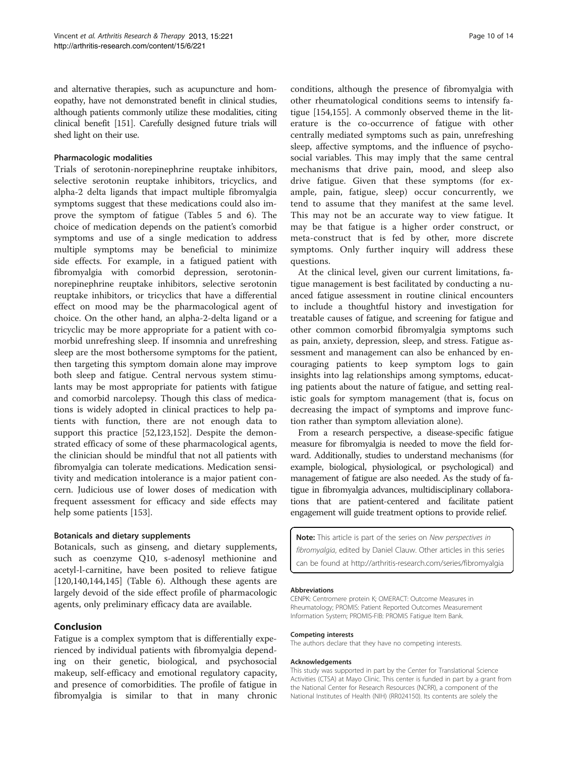and alternative therapies, such as acupuncture and homeopathy, have not demonstrated benefit in clinical studies, although patients commonly utilize these modalities, citing clinical benefit [151]. Carefully designed future trials will shed light on their use.

#### Pharmacologic modalities

Trials of serotonin-norepinephrine reuptake inhibitors, selective serotonin reuptake inhibitors, tricyclics, and alpha-2 delta ligands that impact multiple fibromyalgia symptoms suggest that these medications could also improve the symptom of fatigue (Tables 5 and 6). The choice of medication depends on the patient's comorbid symptoms and use of a single medication to address multiple symptoms may be beneficial to minimize side effects. For example, in a fatigued patient with fibromyalgia with comorbid depression, serotonin-norepinephrine reuptake inhibitors, selective serotonin reuptake inhibitors, or tricyclics that have a differential effect on mood may be the pharmacological agent of choice. On the other hand, an alpha-2-delta ligand or a tricyclic may be more appropriate for a patient with comorbid unrefreshing sleep. If insomnia and unrefreshing sleep are the most bothersome symptoms for the patient, then targeting this symptom domain alone may improve both sleep and fatigue. Central nervous system stimulants may be most appropriate for patients with fatigue and comorbid narcolepsy. Though this class of medications is widely adopted in clinical practices to help patients with function, there are not enough data to support this practice [52,123,152]. Despite the demonstrated efficacy of some of these pharmacological agents, the clinician should be mindful that not all patients with fibromyalgia can tolerate medications. Medication sensitivity and medication intolerance is a major patient concern. Judicious use of lower doses of medication with frequent assessment for efficacy and side effects may help some patients [153].

#### Botanicals and dietary supplements

Botanicals, such as ginseng, and dietary supplements, such as coenzyme Q10, s-adenosyl methionine and acetyl-l-carnitine, have been posited to relieve fatigue [120,140,144,145] (Table 6). Although these agents are largely devoid of the side effect profile of pharmacologic agents, only preliminary efficacy data are available.

## Conclusion

Fatigue is a complex symptom that is differentially experienced by individual patients with fibromyalgia depending on their genetic, biological, and psychosocial makeup, self-efficacy and emotional regulatory capacity, and presence of comorbidities. The profile of fatigue in fibromyalgia is similar to that in many chronic conditions, although the presence of fibromyalgia with other rheumatological conditions seems to intensify fatigue [154,155]. A commonly observed theme in the literature is the co-occurrence of fatigue with other centrally mediated symptoms such as pain, unrefreshing sleep, affective symptoms, and the influence of psychosocial variables. This may imply that the same central mechanisms that drive pain, mood, and sleep also drive fatigue. Given that these symptoms (for example, pain, fatigue, sleep) occur concurrently, we tend to assume that they manifest at the same level. This may not be an accurate way to view fatigue. It may be that fatigue is a higher order construct, or meta-construct that is fed by other, more discrete symptoms. Only further inquiry will address these questions.

At the clinical level, given our current limitations, fatigue management is best facilitated by conducting a nuanced fatigue assessment in routine clinical encounters to include a thoughtful history and investigation for treatable causes of fatigue, and screening for fatigue and other common comorbid fibromyalgia symptoms such as pain, anxiety, depression, sleep, and stress. Fatigue assessment and management can also be enhanced by encouraging patients to keep symptom logs to gain insights into lag relationships among symptoms, educating patients about the nature of fatigue, and setting realistic goals for symptom management (that is, focus on decreasing the impact of symptoms and improve function rather than symptom alleviation alone).

From a research perspective, a disease-specific fatigue measure for fibromyalgia is needed to move the field forward. Additionally, studies to understand mechanisms (for example, biological, physiological, or psychological) and management of fatigue are also needed. As the study of fatigue in fibromyalgia advances, multidisciplinary collaborations that are patient-centered and facilitate patient engagement will guide treatment options to provide relief.

**Note:** This article is part of the series on *New perspectives in fibromyalgia*, edited by Daniel Clauw. Other articles in this series can be found at http://arthritis-research.com/series/fibromyalgia

#### Abbreviations

CENPK: Centromere protein K; OMERACT: Outcome Measures in Rheumatology; PROMIS: Patient Reported Outcomes Measurement Information System; PROMIS-FIB: PROMIS Fatigue Item Bank.

#### Competing interests

The authors declare that they have no competing interests.

#### Acknowledgements

This study was supported in part by the Center for Translational Science Activities (CTSA) at Mayo Clinic. This center is funded in part by a grant from the National Center for Research Resources (NCRR), a component of the National Institutes of Health (NIH) (RR024150). Its contents are solely the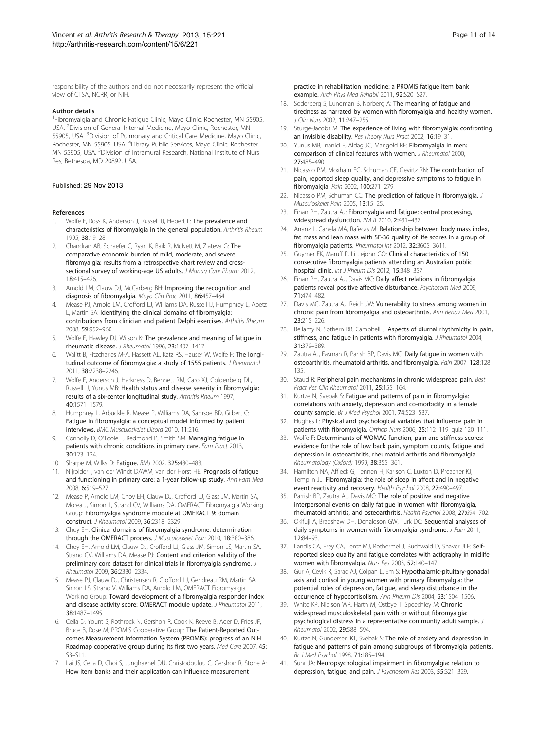responsibility of the authors and do not necessarily represent the official view of CTSA, NCRR, or NIH.

#### Author details

[1]Fibromyalgia and Chronic Fatigue Clinic, Mayo Clinic, Rochester, MN 55905, USA. [2]Division of General Internal Medicine, Mayo Clinic, Rochester, MN 55905, USA. [3]Division of Pulmonary and Critical Care Medicine, Mayo Clinic, Rochester, MN 55905, USA. [4]Library Public Services, Mayo Clinic, Rochester, MN 55905, USA. [5]Division of Intramural Research, National Institute of Nurs Res, Bethesda, MD 20892, USA.

Published: 29 Nov 2013

#### References

1. Wolfe F, Ross K, Anderson J, Russell IJ, Hebert L: **The prevalence and characteristics of fibromyalgia in the general population.** *Arthritis Rheum* 1995, **38:**19–28.
2. Chandran AB, Schaefer C, Ryan K, Baik R, McNett M, Zlateva G: **The comparative economic burden of mild, moderate, and severe fibromyalgia: results from a retrospective chart review and cross-sectional survey of working-age US adults.** *J Manag Care Pharm* 2012, **18:**415–426.
3. Arnold LM, Clauw DJ, McCarberg BH: **Improving the recognition and diagnosis of fibromyalgia.** *Mayo Clin Proc* 2011, **86:**457–464.
4. Mease PJ, Arnold LM, Crofford LJ, Williams DA, Russell IJ, Humphrey L, Abetz L, Martin SA: **Identifying the clinical domains of fibromyalgia: contributions from clinician and patient Delphi exercises.** *Arthritis Rheum* 2008, **59:**952–960.
5. Wolfe F, Hawley DJ, Wilson K: **The prevalence and meaning of fatigue in rheumatic disease.** *J Rheumatol* 1996, **23:**1407–1417.
6. Walitt B, Fitzcharles M-A, Hassett AL, Katz RS, Hauser W, Wolfe F: **The longitudinal outcome of fibromyalgia: a study of 1555 patients.** *J Rheumatol* 2011, **38:**2238–2246.
7. Wolfe F, Anderson J, Harkness D, Bennett RM, Caro XJ, Goldenberg DL, Russell IJ, Yunus MB: **Health status and disease severity in fibromyalgia: results of a six-center longitudinal study.** *Arthritis Rheum* 1997, **40:**1571–1579.
8. Humphrey L, Arbuckle R, Mease P, Williams DA, Samsoe BD, Gilbert C: **Fatigue in fibromyalgia: a conceptual model informed by patient interviews.** *BMC Musculoskelet Disord* 2010, **11:**216.
9. Connolly D, O'Toole L, Redmond P, Smith SM: **Managing fatigue in patients with chronic conditions in primary care.** *Fam Pract* 2013, **30:**123–124.
10. Sharpe M, Wilks D: **Fatigue.** *BMJ* 2002, **325:**480–483.
11. Nijrolder I, van der Windt DAWM, van der Horst HE: **Prognosis of fatigue and functioning in primary care: a 1-year follow-up study.** *Ann Fam Med* 2008, **6:**519–527.
12. Mease P, Arnold LM, Choy EH, Clauw DJ, Crofford LJ, Glass JM, Martin SA, Morea J, Simon L, Strand CV, Williams DA, OMERACT Fibromyalgia Working Group: **Fibromyalgia syndrome module at OMERACT 9: domain construct.** *J Rheumatol* 2009, **36:**2318–2329.
13. Choy EH: **Clinical domains of fibromyalgia syndrome: determination through the OMERACT process.** *J Musculoskelet Pain* 2010, **18:**380–386.
14. Choy EH, Arnold LM, Clauw DJ, Crofford LJ, Glass JM, Simon LS, Martin SA, Strand CV, Williams DA, Mease PJ: **Content and criterion validity of the preliminary core dataset for clinical trials in fibromyalgia syndrome.** *J Rheumatol* 2009, **36:**2330–2334.
15. Mease PJ, Clauw DJ, Christensen R, Crofford LJ, Gendreau RM, Martin SA, Simon LS, Strand V, Williams DA, Arnold LM, OMERACT Fibromyalgia Working Group: **Toward development of a fibromyalgia responder index and disease activity score: OMERACT module update.** *J Rheumatol* 2011, **38:**1487–1495.
16. Cella D, Yount S, Rothrock N, Gershon R, Cook K, Reeve B, Ader D, Fries JF, Bruce B, Rose M, PROMIS Cooperative Group: **The Patient-Reported Outcomes Measurement Information System (PROMIS): progress of an NIH Roadmap cooperative group during its first two years.** *Med Care* 2007, **45:** S3–S11.
17. Lai JS, Cella D, Choi S, Junghaenel DU, Christodoulou C, Gershon R, Stone A: **How item banks and their application can influence measurement practice in rehabilitation medicine: a PROMIS fatigue item bank example.** *Arch Phys Med Rehabil* 2011, **92:**S20–S27.
18. Soderberg S, Lundman B, Norberg A: **The meaning of fatigue and tiredness as narrated by women with fibromyalgia and healthy women.** *J Clin Nurs* 2002, **11:**247–255.
19. Sturge-Jacobs M: **The experience of living with fibromyalgia: confronting an invisible disability.** *Res Theory Nurs Pract* 2002, **16:**19–31.
20. Yunus MB, Inanici F, Aldag JC, Mangold RF: **Fibromyalgia in men: comparison of clinical features with women.** *J Rheumatol* 2000, **27:**485–490.
21. Nicassio PM, Moxham EG, Schuman CE, Gevirtz RN: **The contribution of pain, reported sleep quality, and depressive symptoms to fatigue in fibromyalgia.** *Pain* 2002, **100:**271–279.
22. Nicassio PM, Schuman CC: **The prediction of fatigue in fibromyalgia.** *J Musculoskelet Pain* 2005, **13:**15–25.
23. Finan PH, Zautra AJ: **Fibromyalgia and fatigue: central processing, widespread dysfunction.** *PM R* 2010, **2:**431–437.
24. Arranz L, Canela MA, Rafecas M: **Relationship between body mass index, fat mass and lean mass with SF-36 quality of life scores in a group of fibromyalgia patients.** *Rheumatol Int* 2012, **32:**3605–3611.
25. Guymer EK, Maruff P, Littlejohn GO: **Clinical characteristics of 150 consecutive fibromyalgia patients attending an Australian public hospital clinic.** *Int J Rheum Dis* 2012, **15:**348–357.
26. Finan PH, Zautra AJ, Davis MC: **Daily affect relations in fibromyalgia patients reveal positive affective disturbance.** *Psychosom Med* 2009, **71:**474–482.
27. Davis MC, Zautra AJ, Reich JW: **Vulnerability to stress among women in chronic pain from fibromyalgia and osteoarthritis.** *Ann Behav Med* 2001, **23:**215–226.
28. Bellamy N, Sothern RB, Campbell J: **Aspects of diurnal rhythmicity in pain, stiffness, and fatigue in patients with fibromyalgia.** *J Rheumatol* 2004, **31:**379–389.
29. Zautra AJ, Fasman R, Parish BP, Davis MC: **Daily fatigue in women with osteoarthritis, rheumatoid arthritis, and fibromyalgia.** *Pain* 2007, **128:**128–135.
30. Staud R: **Peripheral pain mechanisms in chronic widespread pain.** *Best Pract Res Clin Rheumatol* 2011, **25:**155–164.
31. Kurtze N, Svebak S: **Fatigue and patterns of pain in fibromyalgia: correlations with anxiety, depression and co-morbidity in a female county sample.** *Br J Med Psychol* 2001, **74:**523–537.
32. Hughes L: **Physical and psychological variables that influence pain in patients with fibromyalgia.** *Orthop Nurs* 2006, **25:**112–119. quiz 120–111.
33. Wolfe F: **Determinants of WOMAC function, pain and stiffness scores: evidence for the role of low back pain, symptom counts, fatigue and depression in osteoarthritis, rheumatoid arthritis and fibromyalgia.** *Rheumatology (Oxford)* 1999, **38:**355–361.
34. Hamilton NA, Affleck G, Tennen H, Karlson C, Luxton D, Preacher KJ, Templin JL: **Fibromyalgia: the role of sleep in affect and in negative event reactivity and recovery.** *Health Psychol* 2008, **27:**490–497.
35. Parrish BP, Zautra AJ, Davis MC: **The role of positive and negative interpersonal events on daily fatigue in women with fibromyalgia, rheumatoid arthritis, and osteoarthritis.** *Health Psychol* 2008, **27:**694–702.
36. Okifuji A, Bradshaw DH, Donaldson GW, Turk DC: **Sequential analyses of daily symptoms in women with fibromyalgia syndrome.** *J Pain* 2011, **12:**84–93.
37. Landis CA, Frey CA, Lentz MJ, Rothermel J, Buchwald D, Shaver JLF: **Self-reported sleep quality and fatigue correlates with actigraphy in midlife women with fibromyalgia.** *Nurs Res* 2003, **52:**140–147.
38. Gur A, Cevik R, Sarac AJ, Colpan L, Em S: **Hypothalamic-pituitary-gonadal axis and cortisol in young women with primary fibromyalgia: the potential roles of depression, fatigue, and sleep disturbance in the occurrence of hypocortisolism.** *Ann Rheum Dis* 2004, **63:**1504–1506.
39. White KP, Nielson WR, Harth M, Ostbye T, Speechley M: **Chronic widespread musculoskeletal pain with or without fibromyalgia: psychological distress in a representative community adult sample.** *J Rheumatol* 2002, **29:**588–594.
40. Kurtze N, Gundersen KT, Svebak S: **The role of anxiety and depression in fatigue and patterns of pain among subgroups of fibromyalgia patients.** *Br J Med Psychol* 1998, **71:**185–194.
41. Suhr JA: **Neuropsychological impairment in fibromyalgia: relation to depression, fatigue, and pain.** *J Psychosom Res* 2003, **55:**321–329.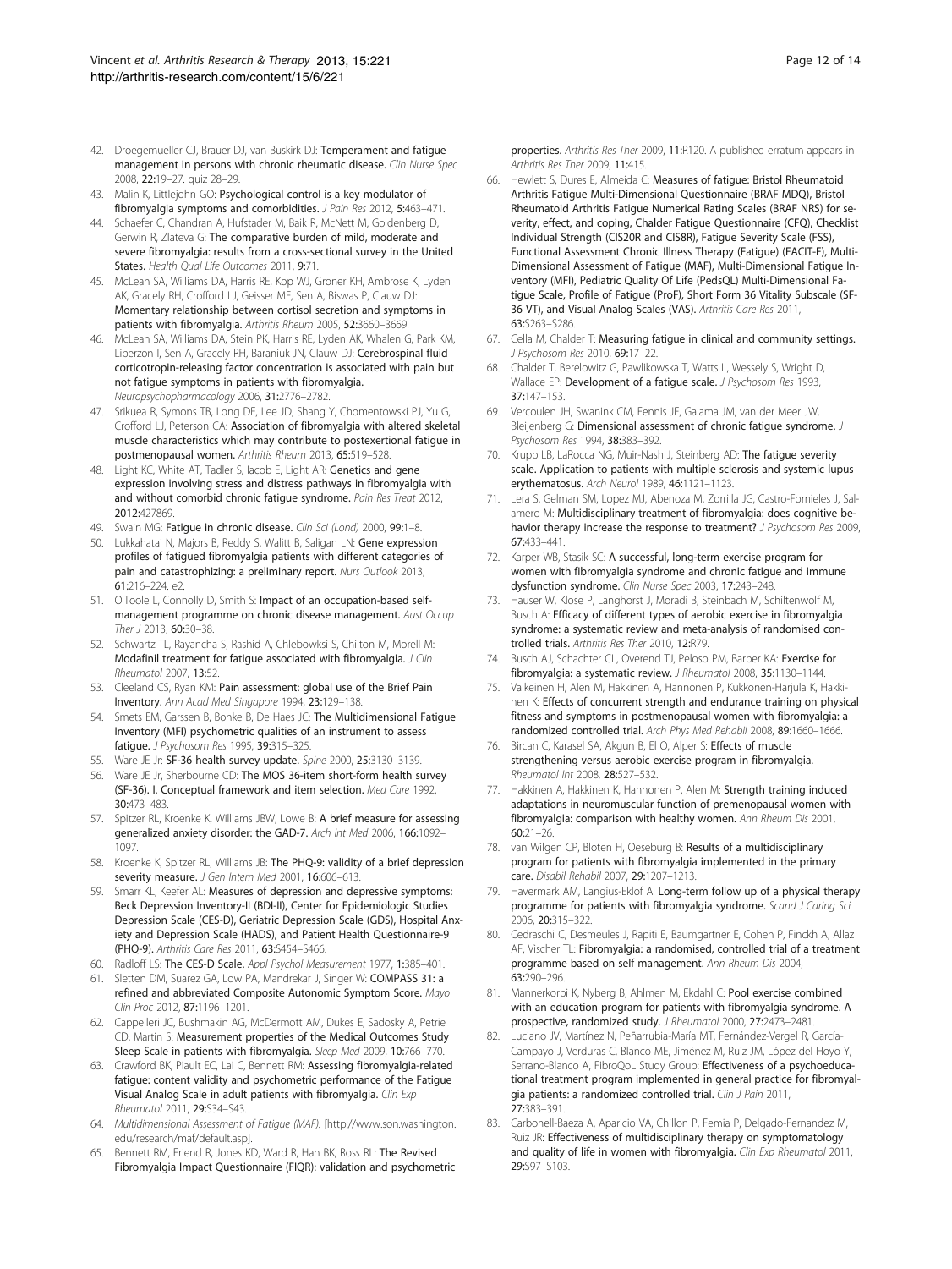42. Droegemueller CJ, Brauer DJ, van Buskirk DJ: **Temperament and fatigue management in persons with chronic rheumatic disease.** *Clin Nurse Spec* 2008, **22:**19–27. quiz 28–29.
43. Malin K, Littlejohn GO: **Psychological control is a key modulator of fibromyalgia symptoms and comorbidities.** *J Pain Res* 2012, **5:**463–471.
44. Schaefer C, Chandran A, Hufstader M, Baik R, McNett M, Goldenberg D, Gerwin R, Zlateva G: **The comparative burden of mild, moderate and severe fibromyalgia: results from a cross-sectional survey in the United States.** *Health Qual Life Outcomes* 2011, **9:**71.
45. McLean SA, Williams DA, Harris RE, Kop WJ, Groner KH, Ambrose K, Lyden AK, Gracely RH, Crofford LJ, Geisser ME, Sen A, Biswas P, Clauw DJ: **Momentary relationship between cortisol secretion and symptoms in patients with fibromyalgia.** *Arthritis Rheum* 2005, **52:**3660–3669.
46. McLean SA, Williams DA, Stein PK, Harris RE, Lyden AK, Whalen G, Park KM, Liberzon I, Sen A, Gracely RH, Baraniuk JN, Clauw DJ: **Cerebrospinal fluid corticotropin-releasing factor concentration is associated with pain but not fatigue symptoms in patients with fibromyalgia.** *Neuropsychopharmacology* 2006, **31:**2776–2782.
47. Srikuea R, Symons TB, Long DE, Lee JD, Shang Y, Chomentowski PJ, Yu G, Crofford LJ, Peterson CA: **Association of fibromyalgia with altered skeletal muscle characteristics which may contribute to postexertional fatigue in postmenopausal women.** *Arthritis Rheum* 2013, **65:**519–528.
48. Light KC, White AT, Tadler S, Iacob E, Light AR: **Genetics and gene expression involving stress and distress pathways in fibromyalgia with and without comorbid chronic fatigue syndrome.** *Pain Res Treat* 2012, **2012:**427869.
49. Swain MG: **Fatigue in chronic disease.** *Clin Sci (Lond)* 2000, **99:**1–8.
50. Lukkahatai N, Majors B, Reddy S, Walitt B, Saligan LN: **Gene expression profiles of fatigued fibromyalgia patients with different categories of pain and catastrophizing: a preliminary report.** *Nurs Outlook* 2013, **61:**216–224. e2.
51. O'Toole L, Connolly D, Smith S: **Impact of an occupation-based self-management programme on chronic disease management.** *Aust Occup Ther J* 2013, **60:**30–38.
52. Schwartz TL, Rayancha S, Rashid A, Chlebowski S, Chilton M, Morell M: **Modafinil treatment for fatigue associated with fibromyalgia.** *J Clin Rheumatol* 2007, **13:**52.
53. Cleeland CS, Ryan KM: **Pain assessment: global use of the Brief Pain Inventory.** *Ann Acad Med Singapore* 1994, **23:**129–138.
54. Smets EM, Garssen B, Bonke B, De Haes JC: **The Multidimensional Fatigue Inventory (MFI) psychometric qualities of an instrument to assess fatigue.** *J Psychosom Res* 1995, **39:**315–325.
55. Ware JE Jr: **SF-36 health survey update.** *Spine* 2000, **25:**3130–3139.
56. Ware JE Jr, Sherbourne CD: **The MOS 36-item short-form health survey (SF-36). I. Conceptual framework and item selection.** *Med Care* 1992, **30:**473–483.
57. Spitzer RL, Kroenke K, Williams JBW, Lowe B: **A brief measure for assessing generalized anxiety disorder: the GAD-7.** *Arch Int Med* 2006, **166:**1092–1097.
58. Kroenke K, Spitzer RL, Williams JB: **The PHQ-9: validity of a brief depression severity measure.** *J Gen Intern Med* 2001, **16:**606–613.
59. Smarr KL, Keefer AL: **Measures of depression and depressive symptoms: Beck Depression Inventory-II (BDI-II), Center for Epidemiologic Studies Depression Scale (CES-D), Geriatric Depression Scale (GDS), Hospital Anxiety and Depression Scale (HADS), and Patient Health Questionnaire-9 (PHQ-9).** *Arthritis Care Res* 2011, **63:**S454–S466.
60. Radloff LS: **The CES-D Scale.** *Appl Psychol Measurement* 1977, **1:**385–401.
61. Sletten DM, Suarez GA, Low PA, Mandrekar J, Singer W: **COMPASS 31: a refined and abbreviated Composite Autonomic Symptom Score.** *Mayo Clin Proc* 2012, **87:**1196–1201.
62. Cappelleri JC, Bushmakin AG, McDermott AM, Dukes E, Sadosky A, Petrie CD, Martin S: **Measurement properties of the Medical Outcomes Study Sleep Scale in patients with fibromyalgia.** *Sleep Med* 2009, **10:**766–770.
63. Crawford BK, Piault EC, Lai C, Bennett RM: **Assessing fibromyalgia-related fatigue: content validity and psychometric performance of the Fatigue Visual Analog Scale in adult patients with fibromyalgia.** *Clin Exp Rheumatol* 2011, **29:**S34–S43.
64. *Multidimensional Assessment of Fatigue (MAF).* [http://www.son.washington.edu/research/maf/default.asp].
65. Bennett RM, Friend R, Jones KD, Ward R, Han BK, Ross RL: **The Revised Fibromyalgia Impact Questionnaire (FIQR): validation and psychometric properties.** *Arthritis Res Ther* 2009, **11:**R120. A published erratum appears in *Arthritis Res Ther* 2009, **11:**415.
66. Hewlett S, Dures E, Almeida C: **Measures of fatigue: Bristol Rheumatoid Arthritis Fatigue Multi-Dimensional Questionnaire (BRAF MDQ), Bristol Rheumatoid Arthritis Fatigue Numerical Rating Scales (BRAF NRS) for severity, effect, and coping, Chalder Fatigue Questionnaire (CFQ), Checklist Individual Strength (CIS20R and CIS8R), Fatigue Severity Scale (FSS), Functional Assessment Chronic Illness Therapy (Fatigue) (FACIT-F), Multi-Dimensional Assessment of Fatigue (MAF), Multi-Dimensional Fatigue Inventory (MFI), Pediatric Quality Of Life (PedsQL) Multi-Dimensional Fatigue Scale, Profile of Fatigue (ProF), Short Form 36 Vitality Subscale (SF-36 VT), and Visual Analog Scales (VAS).** *Arthritis Care Res* 2011, **63:**S263–S286.
67. Cella M, Chalder T: **Measuring fatigue in clinical and community settings.** *J Psychosom Res* 2010, **69:**17–22.
68. Chalder T, Berelowitz G, Pawlikowska T, Watts L, Wessely S, Wright D, Wallace EP: **Development of a fatigue scale.** *J Psychosom Res* 1993, **37:**147–153.
69. Vercoulen JH, Swanink CM, Fennis JF, Galama JM, van der Meer JW, Bleijenberg G: **Dimensional assessment of chronic fatigue syndrome.** *J Psychosom Res* 1994, **38:**383–392.
70. Krupp LB, LaRocca NG, Muir-Nash J, Steinberg AD: **The fatigue severity scale. Application to patients with multiple sclerosis and systemic lupus erythematosus.** *Arch Neurol* 1989, **46:**1121–1123.
71. Lera S, Gelman SM, Lopez MJ, Abenoza M, Zorrilla JG, Castro-Fornieles J, Salamero M: **Multidisciplinary treatment of fibromyalgia: does cognitive behavior therapy increase the response to treatment?** *J Psychosom Res* 2009, **67:**433–441.
72. Karper WB, Stasik SC: **A successful, long-term exercise program for women with fibromyalgia syndrome and chronic fatigue and immune dysfunction syndrome.** *Clin Nurse Spec* 2003, **17:**243–248.
73. Hauser W, Klose P, Langhorst J, Moradi B, Steinbach M, Schiltenwolf M, Busch A: **Efficacy of different types of aerobic exercise in fibromyalgia syndrome: a systematic review and meta-analysis of randomised controlled trials.** *Arthritis Res Ther* 2010, **12:**R79.
74. Busch AJ, Schachter CL, Overend TJ, Peloso PM, Barber KA: **Exercise for fibromyalgia: a systematic review.** *J Rheumatol* 2008, **35:**1130–1144.
75. Valkeinen H, Alen M, Hakkinen A, Hannonen P, Kukkonen-Harjula K, Hakkinen K: **Effects of concurrent strength and endurance training on physical fitness and symptoms in postmenopausal women with fibromyalgia: a randomized controlled trial.** *Arch Phys Med Rehabil* 2008, **89:**1660–1666.
76. Bircan C, Karasel SA, Akgun B, El O, Alper S: **Effects of muscle strengthening versus aerobic exercise program in fibromyalgia.** *Rheumatol Int* 2008, **28:**527–532.
77. Hakkinen A, Hakkinen K, Hannonen P, Alen M: **Strength training induced adaptations in neuromuscular function of premenopausal women with fibromyalgia: comparison with healthy women.** *Ann Rheum Dis* 2001, **60:**21–26.
78. van Wilgen CP, Bloten H, Oeseburg B: **Results of a multidisciplinary program for patients with fibromyalgia implemented in the primary care.** *Disabil Rehabil* 2007, **29:**1207–1213.
79. Havermark AM, Langius-Eklof A: **Long-term follow up of a physical therapy programme for patients with fibromyalgia syndrome.** *Scand J Caring Sci* 2006, **20:**315–322.
80. Cedraschi C, Desmeules J, Rapiti E, Baumgartner E, Cohen P, Finckh A, Allaz AF, Vischer TL: **Fibromyalgia: a randomised, controlled trial of a treatment programme based on self management.** *Ann Rheum Dis* 2004, **63:**290–296.
81. Mannerkorpi K, Nyberg B, Ahlmen M, Ekdahl C: **Pool exercise combined with an education program for patients with fibromyalgia syndrome. A prospective, randomized study.** *J Rheumatol* 2000, **27:**2473–2481.
82. Luciano JV, Martínez N, Peñarrubia-María MT, Fernández-Vergel R, García-Campayo J, Verduras C, Blanco ME, Jiménez M, Ruiz JM, López del Hoyo Y, Serrano-Blanco A, FibroQoL Study Group: **Effectiveness of a psychoeducational treatment program implemented in general practice for fibromyalgia patients: a randomized controlled trial.** *Clin J Pain* 2011, **27:**383–391.
83. Carbonell-Baeza A, Aparicio VA, Chillon P, Femia P, Delgado-Fernandez M, Ruiz JR: **Effectiveness of multidisciplinary therapy on symptomatology and quality of life in women with fibromyalgia.** *Clin Exp Rheumatol* 2011, **29:**S97–S103.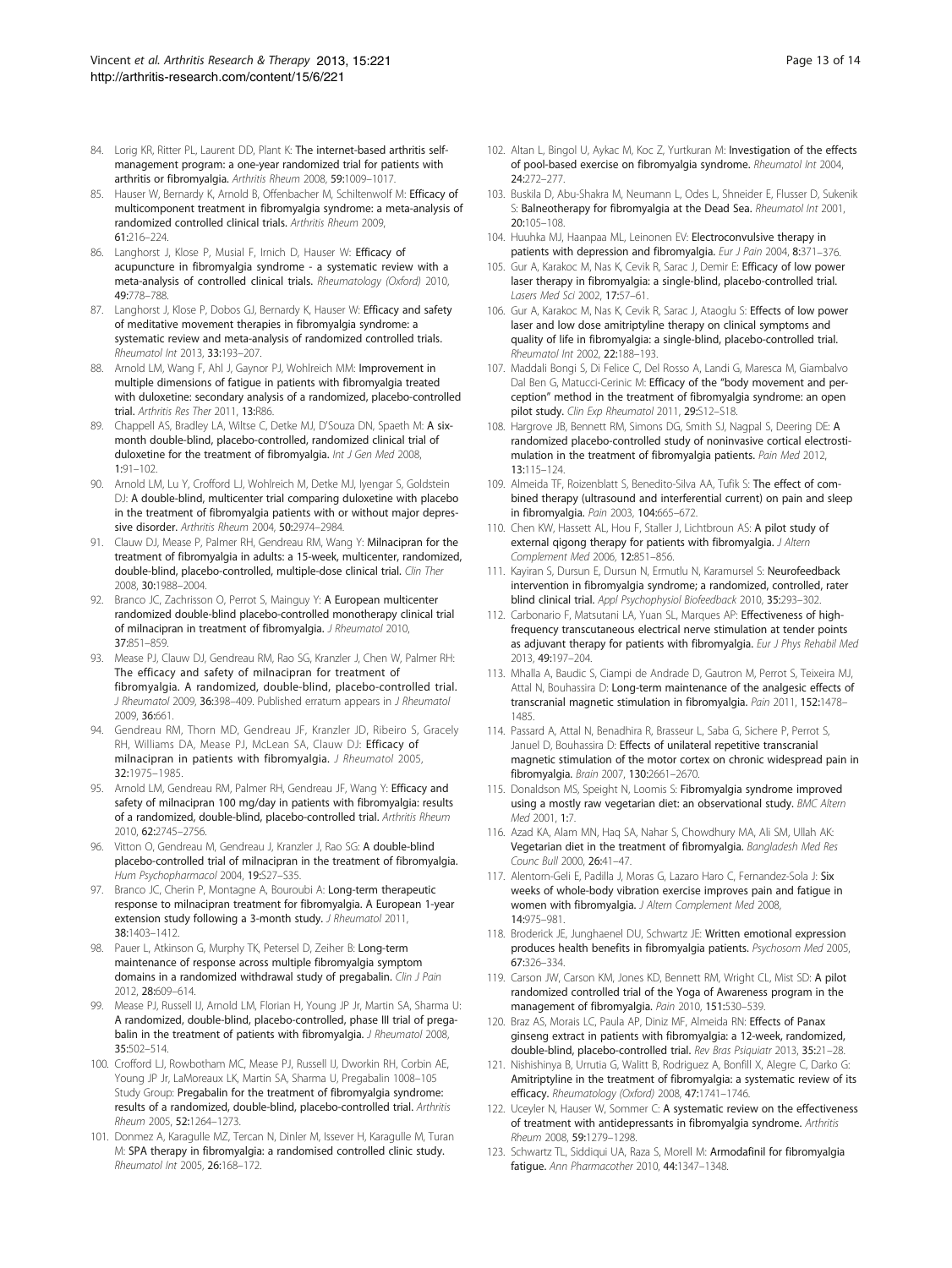84. Lorig KR, Ritter PL, Laurent DD, Plant K: **The internet-based arthritis self-management program: a one-year randomized trial for patients with arthritis or fibromyalgia.** *Arthritis Rheum* 2008, **59:**1009–1017.
85. Hauser W, Bernardy K, Arnold B, Offenbacher M, Schiltenwolf M: **Efficacy of multicomponent treatment in fibromyalgia syndrome: a meta-analysis of randomized controlled clinical trials.** *Arthritis Rheum* 2009, **61:**216–224.
86. Langhorst J, Klose P, Musial F, Irnich D, Hauser W: **Efficacy of acupuncture in fibromyalgia syndrome - a systematic review with a meta-analysis of controlled clinical trials.** *Rheumatology (Oxford)* 2010, **49:**778–788.
87. Langhorst J, Klose P, Dobos GJ, Bernardy K, Hauser W: **Efficacy and safety of meditative movement therapies in fibromyalgia syndrome: a systematic review and meta-analysis of randomized controlled trials.** *Rheumatol Int* 2013, **33:**193–207.
88. Arnold LM, Wang F, Ahl J, Gaynor PJ, Wohlreich MM: **Improvement in multiple dimensions of fatigue in patients with fibromyalgia treated with duloxetine: secondary analysis of a randomized, placebo-controlled trial.** *Arthritis Res Ther* 2011, **13:**R86.
89. Chappell AS, Bradley LA, Wiltse C, Detke MJ, D'Souza DN, Spaeth M: **A six-month double-blind, placebo-controlled, randomized clinical trial of duloxetine for the treatment of fibromyalgia.** *Int J Gen Med* 2008, **1:**91–102.
90. Arnold LM, Lu Y, Crofford LJ, Wohlreich M, Detke MJ, Iyengar S, Goldstein DJ: **A double-blind, multicenter trial comparing duloxetine with placebo in the treatment of fibromyalgia patients with or without major depressive disorder.** *Arthritis Rheum* 2004, **50:**2974–2984.
91. Clauw DJ, Mease P, Palmer RH, Gendreau RM, Wang Y: **Milnacipran for the treatment of fibromyalgia in adults: a 15-week, multicenter, randomized, double-blind, placebo-controlled, multiple-dose clinical trial.** *Clin Ther* 2008, **30:**1988–2004.
92. Branco JC, Zachrisson O, Perrot S, Mainguy Y: **A European multicenter randomized double-blind placebo-controlled monotherapy clinical trial of milnacipran in treatment of fibromyalgia.** *J Rheumatol* 2010, **37:**851–859.
93. Mease PJ, Clauw DJ, Gendreau RM, Rao SG, Kranzler J, Chen W, Palmer RH: **The efficacy and safety of milnacipran for treatment of fibromyalgia. A randomized, double-blind, placebo-controlled trial.** *J Rheumatol* 2009, **36:**398–409. Published erratum appears in *J Rheumatol* 2009, **36:**661.
94. Gendreau RM, Thorn MD, Gendreau JF, Kranzler JD, Ribeiro S, Gracely RH, Williams DA, Mease PJ, McLean SA, Clauw DJ: **Efficacy of milnacipran in patients with fibromyalgia.** *J Rheumatol* 2005, **32:**1975–1985.
95. Arnold LM, Gendreau RM, Palmer RH, Gendreau JF, Wang Y: **Efficacy and safety of milnacipran 100 mg/day in patients with fibromyalgia: results of a randomized, double-blind, placebo-controlled trial.** *Arthritis Rheum* 2010, **62:**2745–2756.
96. Vitton O, Gendreau M, Gendreau J, Kranzler J, Rao SG: **A double-blind placebo-controlled trial of milnacipran in the treatment of fibromyalgia.** *Hum Psychopharmacol* 2004, **19:**S27–S35.
97. Branco JC, Cherin P, Montagne A, Bouroubi A: **Long-term therapeutic response to milnacipran treatment for fibromyalgia. A European 1-year extension study following a 3-month study.** *J Rheumatol* 2011, **38:**1403–1412.
98. Pauer L, Atkinson G, Murphy TK, Petersel D, Zeiher B: **Long-term maintenance of response across multiple fibromyalgia symptom domains in a randomized withdrawal study of pregabalin.** *Clin J Pain* 2012, **28:**609–614.
99. Mease PJ, Russell IJ, Arnold LM, Florian H, Young JP Jr, Martin SA, Sharma U: **A randomized, double-blind, placebo-controlled, phase III trial of pregabalin in the treatment of patients with fibromyalgia.** *J Rheumatol* 2008, **35:**502–514.
100. Crofford LJ, Rowbotham MC, Mease PJ, Russell IJ, Dworkin RH, Corbin AE, Young JP Jr, LaMoreaux LK, Martin SA, Sharma U, Pregabalin 1008–105 Study Group: **Pregabalin for the treatment of fibromyalgia syndrome: results of a randomized, double-blind, placebo-controlled trial.** *Arthritis Rheum* 2005, **52:**1264–1273.
101. Donmez A, Karagulle MZ, Tercan N, Dinler M, Issever H, Karagulle M, Turan M: **SPA therapy in fibromyalgia: a randomised controlled clinic study.** *Rheumatol Int* 2005, **26:**168–172.
102. Altan L, Bingol U, Aykac M, Koc Z, Yurtkuran M: **Investigation of the effects of pool-based exercise on fibromyalgia syndrome.** *Rheumatol Int* 2004, **24:**272–277.
103. Buskila D, Abu-Shakra M, Neumann L, Odes L, Shneider E, Flusser D, Sukenik S: **Balneotherapy for fibromyalgia at the Dead Sea.** *Rheumatol Int* 2001, **20:**105–108.
104. Huuhka MJ, Haanpaa ML, Leinonen EV: **Electroconvulsive therapy in patients with depression and fibromyalgia.** *Eur J Pain* 2004, **8:**371–376.
105. Gur A, Karakoc M, Nas K, Cevik R, Sarac J, Demir E: **Efficacy of low power laser therapy in fibromyalgia: a single-blind, placebo-controlled trial.** *Lasers Med Sci* 2002, **17:**57–61.
106. Gur A, Karakoc M, Nas K, Cevik R, Sarac J, Ataoglu S: **Effects of low power laser and low dose amitriptyline therapy on clinical symptoms and quality of life in fibromyalgia: a single-blind, placebo-controlled trial.** *Rheumatol Int* 2002, **22:**188–193.
107. Maddali Bongi S, Di Felice C, Del Rosso A, Landi G, Maresca M, Giambalvo Dal Ben G, Matucci-Cerinic M: **Efficacy of the "body movement and perception" method in the treatment of fibromyalgia syndrome: an open pilot study.** *Clin Exp Rheumatol* 2011, **29:**S12–S18.
108. Hargrove JB, Bennett RM, Simons DG, Smith SJ, Nagpal S, Deering DE: **A randomized placebo-controlled study of noninvasive cortical electrostimulation in the treatment of fibromyalgia patients.** *Pain Med* 2012, **13:**115–124.
109. Almeida TF, Roizenblatt S, Benedito-Silva AA, Tufik S: **The effect of combined therapy (ultrasound and interferential current) on pain and sleep in fibromyalgia.** *Pain* 2003, **104:**665–672.
110. Chen KW, Hassett AL, Hou F, Staller J, Lichtbroun AS: **A pilot study of external qigong therapy for patients with fibromyalgia.** *J Altern Complement Med* 2006, **12:**851–856.
111. Kayiran S, Dursun E, Dursun N, Ermutlu N, Karamursel S: **Neurofeedback intervention in fibromyalgia syndrome; a randomized, controlled, rater blind clinical trial.** *Appl Psychophysiol Biofeedback* 2010, **35:**293–302.
112. Carbonario F, Matsutani LA, Yuan SL, Marques AP: **Effectiveness of high-frequency transcutaneous electrical nerve stimulation at tender points as adjuvant therapy for patients with fibromyalgia.** *Eur J Phys Rehabil Med* 2013, **49:**197–204.
113. Mhalla A, Baudic S, Ciampi de Andrade D, Gautron M, Perrot S, Teixeira MJ, Attal N, Bouhassira D: **Long-term maintenance of the analgesic effects of transcranial magnetic stimulation in fibromyalgia.** *Pain* 2011, **152:**1478–1485.
114. Passard A, Attal N, Benadhira R, Brasseur L, Saba G, Sichere P, Perrot S, Januel D, Bouhassira D: **Effects of unilateral repetitive transcranial magnetic stimulation of the motor cortex on chronic widespread pain in fibromyalgia.** *Brain* 2007, **130:**2661–2670.
115. Donaldson MS, Speight N, Loomis S: **Fibromyalgia syndrome improved using a mostly raw vegetarian diet: an observational study.** *BMC Altern Med* 2001, **1:**7.
116. Azad KA, Alam MN, Haq SA, Nahar S, Chowdhury MA, Ali SM, Ullah AK: **Vegetarian diet in the treatment of fibromyalgia.** *Bangladesh Med Res Counc Bull* 2000, **26:**41–47.
117. Alentorn-Geli E, Padilla J, Moras G, Lazaro Haro C, Fernandez-Sola J: **Six weeks of whole-body vibration exercise improves pain and fatigue in women with fibromyalgia.** *J Altern Complement Med* 2008, **14:**975–981.
118. Broderick JE, Junghaenel DU, Schwartz JE: **Written emotional expression produces health benefits in fibromyalgia patients.** *Psychosom Med* 2005, **67:**326–334.
119. Carson JW, Carson KM, Jones KD, Bennett RM, Wright CL, Mist SD: **A pilot randomized controlled trial of the Yoga of Awareness program in the management of fibromyalgia.** *Pain* 2010, **151:**530–539.
120. Braz AS, Morais LC, Paula AP, Diniz MF, Almeida RN: **Effects of Panax ginseng extract in patients with fibromyalgia: a 12-week, randomized, double-blind, placebo-controlled trial.** *Rev Bras Psiquiatr* 2013, **35:**21–28.
121. Nishishinya B, Urrutia G, Walitt B, Rodriguez A, Bonfill X, Alegre C, Darko G: **Amitriptyline in the treatment of fibromyalgia: a systematic review of its efficacy.** *Rheumatology (Oxford)* 2008, **47:**1741–1746.
122. Uceyler N, Hauser W, Sommer C: **A systematic review on the effectiveness of treatment with antidepressants in fibromyalgia syndrome.** *Arthritis Rheum* 2008, **59:**1279–1298.
123. Schwartz TL, Siddiqui UA, Raza S, Morell M: **Armodafinil for fibromyalgia fatigue.** *Ann Pharmacother* 2010, **44:**1347–1348.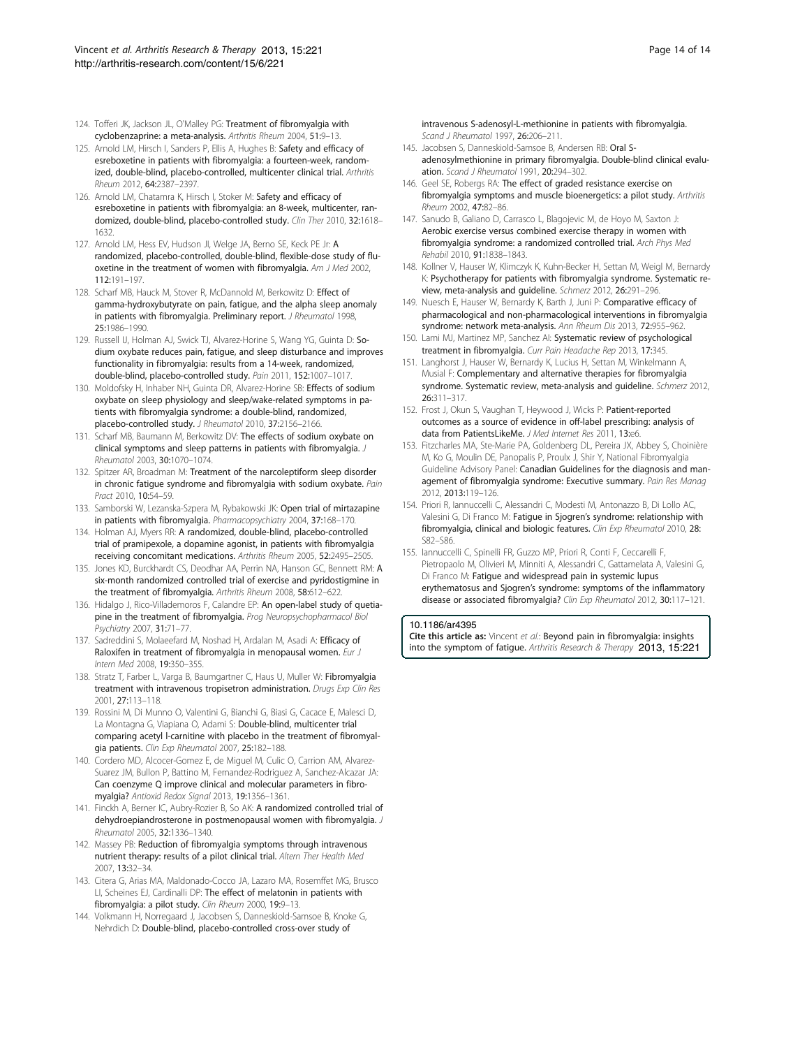124. Tofferi JK, Jackson JL, O'Malley PG: **Treatment of fibromyalgia with cyclobenzaprine: a meta-analysis.** *Arthritis Rheum* 2004, **51:**9–13.
125. Arnold LM, Hirsch I, Sanders P, Ellis A, Hughes B: **Safety and efficacy of esreboxetine in patients with fibromyalgia: a fourteen-week, randomized, double-blind, placebo-controlled, multicenter clinical trial.** *Arthritis Rheum* 2012, **64:**2387–2397.
126. Arnold LM, Chatamra K, Hirsch I, Stoker M: **Safety and efficacy of esreboxetine in patients with fibromyalgia: an 8-week, multicenter, randomized, double-blind, placebo-controlled study.** *Clin Ther* 2010, **32:**1618–1632.
127. Arnold LM, Hess EV, Hudson JI, Welge JA, Berno SE, Keck PE Jr: **A randomized, placebo-controlled, double-blind, flexible-dose study of fluoxetine in the treatment of women with fibromyalgia.** *Am J Med* 2002, **112:**191–197.
128. Scharf MB, Hauck M, Stover R, McDannold M, Berkowitz D: **Effect of gamma-hydroxybutyrate on pain, fatigue, and the alpha sleep anomaly in patients with fibromyalgia. Preliminary report.** *J Rheumatol* 1998, **25:**1986–1990.
129. Russell IJ, Holman AJ, Swick TJ, Alvarez-Horine S, Wang YG, Guinta D: **Sodium oxybate reduces pain, fatigue, and sleep disturbance and improves functionality in fibromyalgia: results from a 14-week, randomized, double-blind, placebo-controlled study.** *Pain* 2011, **152:**1007–1017.
130. Moldofsky H, Inhaber NH, Guinta DR, Alvarez-Horine SB: **Effects of sodium oxybate on sleep physiology and sleep/wake-related symptoms in patients with fibromyalgia syndrome: a double-blind, randomized, placebo-controlled study.** *J Rheumatol* 2010, **37:**2156–2166.
131. Scharf MB, Baumann M, Berkowitz DV: **The effects of sodium oxybate on clinical symptoms and sleep patterns in patients with fibromyalgia.** *J Rheumatol* 2003, **30:**1070–1074.
132. Spitzer AR, Broadman M: **Treatment of the narcoleptiform sleep disorder in chronic fatigue syndrome and fibromyalgia with sodium oxybate.** *Pain Pract* 2010, **10:**54–59.
133. Samborski W, Lezanska-Szpera M, Rybakowski JK: **Open trial of mirtazapine in patients with fibromyalgia.** *Pharmacopsychiatry* 2004, **37:**168–170.
134. Holman AJ, Myers RR: **A randomized, double-blind, placebo-controlled trial of pramipexole, a dopamine agonist, in patients with fibromyalgia receiving concomitant medications.** *Arthritis Rheum* 2005, **52:**2495–2505.
135. Jones KD, Burckhardt CS, Deodhar AA, Perrin NA, Hanson GC, Bennett RM: **A six-month randomized controlled trial of exercise and pyridostigmine in the treatment of fibromyalgia.** *Arthritis Rheum* 2008, **58:**612–622.
136. Hidalgo J, Rico-Villademoros F, Calandre EP: **An open-label study of quetiapine in the treatment of fibromyalgia.** *Prog Neuropsychopharmacol Biol Psychiatry* 2007, **31:**71–77.
137. Sadreddini S, Molaeefard M, Noshad H, Ardalan M, Asadi A: **Efficacy of Raloxifen in treatment of fibromyalgia in menopausal women.** *Eur J Intern Med* 2008, **19:**350–355.
138. Stratz T, Farber L, Varga B, Baumgartner C, Haus U, Muller W: **Fibromyalgia treatment with intravenous tropisetron administration.** *Drugs Exp Clin Res* 2001, **27:**113–118.
139. Rossini M, Di Munno O, Valentini G, Bianchi G, Biasi G, Cacace E, Malesci D, La Montagna G, Viapiana O, Adami S: **Double-blind, multicenter trial comparing acetyl l-carnitine with placebo in the treatment of fibromyalgia patients.** *Clin Exp Rheumatol* 2007, **25:**182–188.
140. Cordero MD, Alcocer-Gomez E, de Miguel M, Culic O, Carrion AM, Alvarez-Suarez JM, Bullon P, Battino M, Fernandez-Rodriguez A, Sanchez-Alcazar JA: **Can coenzyme Q improve clinical and molecular parameters in fibromyalgia?** *Antioxid Redox Signal* 2013, **19:**1356–1361.
141. Finckh A, Berner IC, Aubry-Rozier B, So AK: **A randomized controlled trial of dehydroepiandrosterone in postmenopausal women with fibromyalgia.** *J Rheumatol* 2005, **32:**1336–1340.
142. Massey PB: **Reduction of fibromyalgia symptoms through intravenous nutrient therapy: results of a pilot clinical trial.** *Altern Ther Health Med* 2007, **13:**32–34.
143. Citera G, Arias MA, Maldonado-Cocco JA, Lazaro MA, Rosemffet MG, Brusco LI, Scheines EJ, Cardinalli DP: **The effect of melatonin in patients with fibromyalgia: a pilot study.** *Clin Rheum* 2000, **19:**9–13.
144. Volkmann H, Norregaard J, Jacobsen S, Danneskiold-Samsoe B, Knoke G, Nehrdich D: **Double-blind, placebo-controlled cross-over study of intravenous S-adenosyl-L-methionine in patients with fibromyalgia.** *Scand J Rheumatol* 1997, **26:**206–211.
145. Jacobsen S, Danneskiold-Samsoe B, Andersen RB: **Oral S-adenosylmethionine in primary fibromyalgia. Double-blind clinical evaluation.** *Scand J Rheumatol* 1991, **20:**294–302.
146. Geel SE, Robergs RA: **The effect of graded resistance exercise on fibromyalgia symptoms and muscle bioenergetics: a pilot study.** *Arthritis Rheum* 2002, **47:**82–86.
147. Sanudo B, Galiano D, Carrasco L, Blagojevic M, de Hoyo M, Saxton J: **Aerobic exercise versus combined exercise therapy in women with fibromyalgia syndrome: a randomized controlled trial.** *Arch Phys Med Rehabil* 2010, **91:**1838–1843.
148. Kollner V, Hauser W, Klimczyk K, Kuhn-Becker H, Settan M, Weigl M, Bernardy K: **Psychotherapy for patients with fibromyalgia syndrome. Systematic review, meta-analysis and guideline.** *Schmerz* 2012, **26:**291–296.
149. Nuesch E, Hauser W, Bernardy K, Barth J, Juni P: **Comparative efficacy of pharmacological and non-pharmacological interventions in fibromyalgia syndrome: network meta-analysis.** *Ann Rheum Dis* 2013, **72:**955–962.
150. Lami MJ, Martinez MP, Sanchez AI: **Systematic review of psychological treatment in fibromyalgia.** *Curr Pain Headache Rep* 2013, **17:**345.
151. Langhorst J, Hauser W, Bernardy K, Lucius H, Settan M, Winkelmann A, Musial F: **Complementary and alternative therapies for fibromyalgia syndrome. Systematic review, meta-analysis and guideline.** *Schmerz* 2012, **26:**311–317.
152. Frost J, Okun S, Vaughan T, Heywood J, Wicks P: **Patient-reported outcomes as a source of evidence in off-label prescribing: analysis of data from PatientsLikeMe.** *J Med Internet Res* 2011, **13:**e6.
153. Fitzcharles MA, Ste-Marie PA, Goldenberg DL, Pereira JX, Abbey S, Choinière M, Ko G, Moulin DE, Panopalis P, Proulx J, Shir Y, National Fibromyalgia Guideline Advisory Panel: **Canadian Guidelines for the diagnosis and management of fibromyalgia syndrome: Executive summary.** *Pain Res Manag* 2012, **2013:**119–126.
154. Priori R, Iannuccelli C, Alessandri C, Modesti M, Antonazzo B, Di Lollo AC, Valesini G, Di Franco M: **Fatigue in Sjogren's syndrome: relationship with fibromyalgia, clinical and biologic features.** *Clin Exp Rheumatol* 2010, **28:**S82–S86.
155. Iannuccelli C, Spinelli FR, Guzzo MP, Priori R, Conti F, Ceccarelli F, Pietropaolo M, Olivieri M, Minniti A, Alessandri C, Gattamelata A, Valesini G, Di Franco M: **Fatigue and widespread pain in systemic lupus erythematosus and Sjogren's syndrome: symptoms of the inflammatory disease or associated fibromyalgia?** *Clin Exp Rheumatol* 2012, **30:**117–121.

10.1186/ar4395
**Cite this article as:** Vincent *et al.*: Beyond pain in fibromyalgia: insights into the symptom of fatigue. *Arthritis Research & Therapy* 2013, 15:221